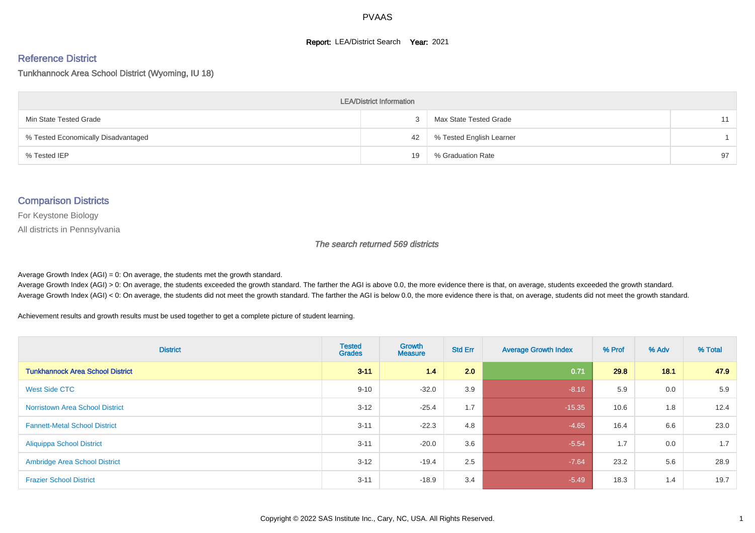# PVAAS

**Report:** LEA/District Search **Year:** 2021

## Reference District

Tunkhannock Area School District (Wyoming, IU 18)

| LEA/District Information | | | |
|---|---|---|---|
| Min State Tested Grade | 3 | Max State Tested Grade | 11 |
| % Tested Economically Disadvantaged | 42 | % Tested English Learner | 1 |
| % Tested IEP | 19 | % Graduation Rate | 97 |

## Comparison Districts

For Keystone Biology

All districts in Pennsylvania

*The search returned 569 districts*

Average Growth Index (AGI) = 0: On average, the students met the growth standard.
Average Growth Index (AGI) > 0: On average, the students exceeded the growth standard. The farther the AGI is above 0.0, the more evidence there is that, on average, students exceeded the growth standard.
Average Growth Index (AGI) < 0: On average, the students did not meet the growth standard. The farther the AGI is below 0.0, the more evidence there is that, on average, students did not meet the growth standard.

Achievement results and growth results must be used together to get a complete picture of student learning.

| District | Tested Grades | Growth Measure | Std Err | Average Growth Index | % Prof | % Adv | % Total |
|---|---|---|---|---|---|---|---|
| **Tunkhannock Area School District** | **3-11** | **1.4** | **2.0** | **0.71** | **29.8** | **18.1** | **47.9** |
| West Side CTC | 9-10 | -32.0 | 3.9 | -8.16 | 5.9 | 0.0 | 5.9 |
| Norristown Area School District | 3-12 | -25.4 | 1.7 | -15.35 | 10.6 | 1.8 | 12.4 |
| Fannett-Metal School District | 3-11 | -22.3 | 4.8 | -4.65 | 16.4 | 6.6 | 23.0 |
| Aliquippa School District | 3-11 | -20.0 | 3.6 | -5.54 | 1.7 | 0.0 | 1.7 |
| Ambridge Area School District | 3-12 | -19.4 | 2.5 | -7.64 | 23.2 | 5.6 | 28.9 |
| Frazier School District | 3-11 | -18.9 | 3.4 | -5.49 | 18.3 | 1.4 | 19.7 |

Copyright © 2022 SAS Institute Inc., Cary, NC, USA. All Rights Reserved.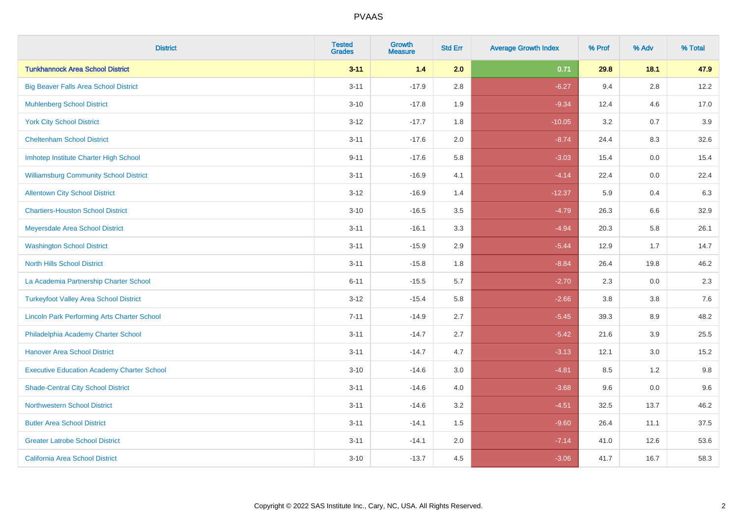# PVAAS

| District | Tested Grades | Growth Measure | Std Err | Average Growth Index | % Prof | % Adv | % Total |
|---|---|---|---|---|---|---|---|
| **Tunkhannock Area School District** | **3-11** | **1.4** | **2.0** | **0.71** | **29.8** | **18.1** | **47.9** |
| Big Beaver Falls Area School District | 3-11 | -17.9 | 2.8 | -6.27 | 9.4 | 2.8 | 12.2 |
| Muhlenberg School District | 3-10 | -17.8 | 1.9 | -9.34 | 12.4 | 4.6 | 17.0 |
| York City School District | 3-12 | -17.7 | 1.8 | -10.05 | 3.2 | 0.7 | 3.9 |
| Cheltenham School District | 3-11 | -17.6 | 2.0 | -8.74 | 24.4 | 8.3 | 32.6 |
| Imhotep Institute Charter High School | 9-11 | -17.6 | 5.8 | -3.03 | 15.4 | 0.0 | 15.4 |
| Williamsburg Community School District | 3-11 | -16.9 | 4.1 | -4.14 | 22.4 | 0.0 | 22.4 |
| Allentown City School District | 3-12 | -16.9 | 1.4 | -12.37 | 5.9 | 0.4 | 6.3 |
| Chartiers-Houston School District | 3-10 | -16.5 | 3.5 | -4.79 | 26.3 | 6.6 | 32.9 |
| Meyersdale Area School District | 3-11 | -16.1 | 3.3 | -4.94 | 20.3 | 5.8 | 26.1 |
| Washington School District | 3-11 | -15.9 | 2.9 | -5.44 | 12.9 | 1.7 | 14.7 |
| North Hills School District | 3-11 | -15.8 | 1.8 | -8.84 | 26.4 | 19.8 | 46.2 |
| La Academia Partnership Charter School | 6-11 | -15.5 | 5.7 | -2.70 | 2.3 | 0.0 | 2.3 |
| Turkeyfoot Valley Area School District | 3-12 | -15.4 | 5.8 | -2.66 | 3.8 | 3.8 | 7.6 |
| Lincoln Park Performing Arts Charter School | 7-11 | -14.9 | 2.7 | -5.45 | 39.3 | 8.9 | 48.2 |
| Philadelphia Academy Charter School | 3-11 | -14.7 | 2.7 | -5.42 | 21.6 | 3.9 | 25.5 |
| Hanover Area School District | 3-11 | -14.7 | 4.7 | -3.13 | 12.1 | 3.0 | 15.2 |
| Executive Education Academy Charter School | 3-10 | -14.6 | 3.0 | -4.81 | 8.5 | 1.2 | 9.8 |
| Shade-Central City School District | 3-11 | -14.6 | 4.0 | -3.68 | 9.6 | 0.0 | 9.6 |
| Northwestern School District | 3-11 | -14.6 | 3.2 | -4.51 | 32.5 | 13.7 | 46.2 |
| Butler Area School District | 3-11 | -14.1 | 1.5 | -9.60 | 26.4 | 11.1 | 37.5 |
| Greater Latrobe School District | 3-11 | -14.1 | 2.0 | -7.14 | 41.0 | 12.6 | 53.6 |
| California Area School District | 3-10 | -13.7 | 4.5 | -3.06 | 41.7 | 16.7 | 58.3 |

Copyright © 2022 SAS Institute Inc., Cary, NC, USA. All Rights Reserved.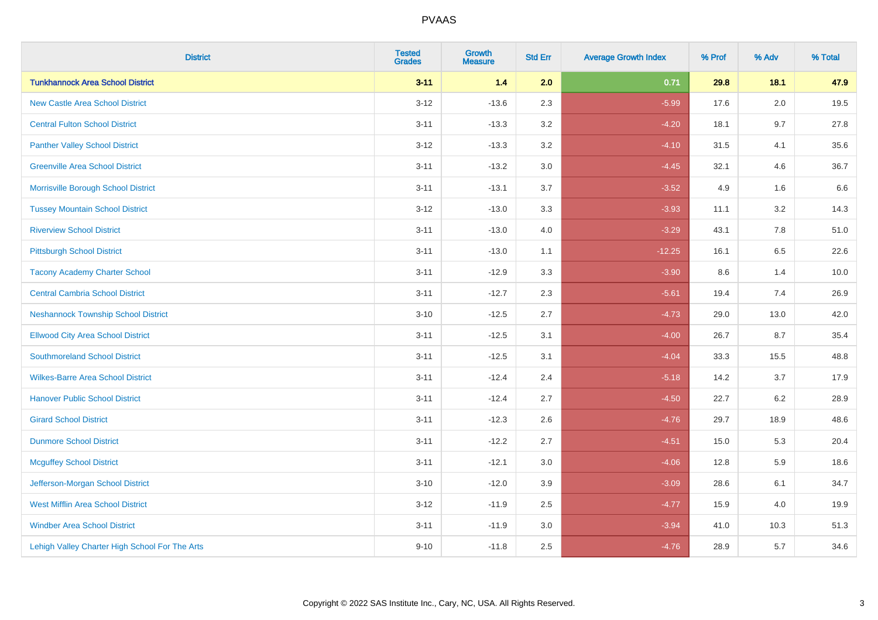# PVAAS

| District | Tested Grades | Growth Measure | Std Err | Average Growth Index | % Prof | % Adv | % Total |
|---|---|---|---|---|---|---|---|
| **Tunkhannock Area School District** | **3-11** | **1.4** | **2.0** | **0.71** | **29.8** | **18.1** | **47.9** |
| New Castle Area School District | 3-12 | -13.6 | 2.3 | -5.99 | 17.6 | 2.0 | 19.5 |
| Central Fulton School District | 3-11 | -13.3 | 3.2 | -4.20 | 18.1 | 9.7 | 27.8 |
| Panther Valley School District | 3-12 | -13.3 | 3.2 | -4.10 | 31.5 | 4.1 | 35.6 |
| Greenville Area School District | 3-11 | -13.2 | 3.0 | -4.45 | 32.1 | 4.6 | 36.7 |
| Morrisville Borough School District | 3-11 | -13.1 | 3.7 | -3.52 | 4.9 | 1.6 | 6.6 |
| Tussey Mountain School District | 3-12 | -13.0 | 3.3 | -3.93 | 11.1 | 3.2 | 14.3 |
| Riverview School District | 3-11 | -13.0 | 4.0 | -3.29 | 43.1 | 7.8 | 51.0 |
| Pittsburgh School District | 3-11 | -13.0 | 1.1 | -12.25 | 16.1 | 6.5 | 22.6 |
| Tacony Academy Charter School | 3-11 | -12.9 | 3.3 | -3.90 | 8.6 | 1.4 | 10.0 |
| Central Cambria School District | 3-11 | -12.7 | 2.3 | -5.61 | 19.4 | 7.4 | 26.9 |
| Neshannock Township School District | 3-10 | -12.5 | 2.7 | -4.73 | 29.0 | 13.0 | 42.0 |
| Ellwood City Area School District | 3-11 | -12.5 | 3.1 | -4.00 | 26.7 | 8.7 | 35.4 |
| Southmoreland School District | 3-11 | -12.5 | 3.1 | -4.04 | 33.3 | 15.5 | 48.8 |
| Wilkes-Barre Area School District | 3-11 | -12.4 | 2.4 | -5.18 | 14.2 | 3.7 | 17.9 |
| Hanover Public School District | 3-11 | -12.4 | 2.7 | -4.50 | 22.7 | 6.2 | 28.9 |
| Girard School District | 3-11 | -12.3 | 2.6 | -4.76 | 29.7 | 18.9 | 48.6 |
| Dunmore School District | 3-11 | -12.2 | 2.7 | -4.51 | 15.0 | 5.3 | 20.4 |
| Mcguffey School District | 3-11 | -12.1 | 3.0 | -4.06 | 12.8 | 5.9 | 18.6 |
| Jefferson-Morgan School District | 3-10 | -12.0 | 3.9 | -3.09 | 28.6 | 6.1 | 34.7 |
| West Mifflin Area School District | 3-12 | -11.9 | 2.5 | -4.77 | 15.9 | 4.0 | 19.9 |
| Windber Area School District | 3-11 | -11.9 | 3.0 | -3.94 | 41.0 | 10.3 | 51.3 |
| Lehigh Valley Charter High School For The Arts | 9-10 | -11.8 | 2.5 | -4.76 | 28.9 | 5.7 | 34.6 |

Copyright © 2022 SAS Institute Inc., Cary, NC, USA. All Rights Reserved.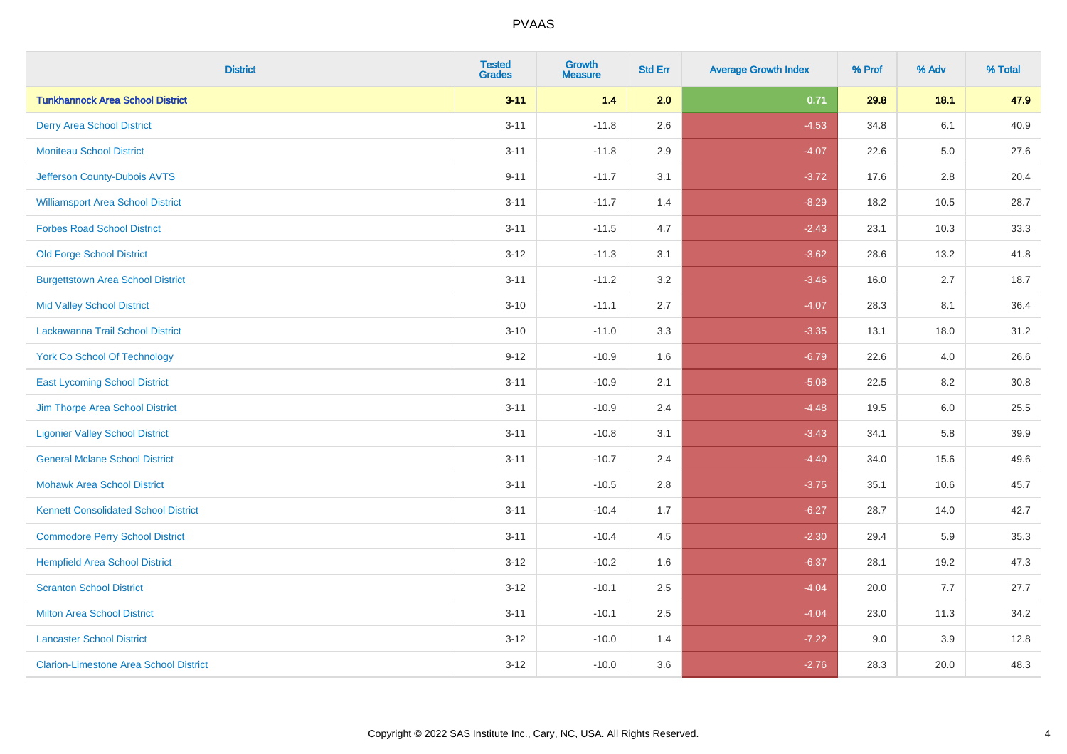# PVAAS

| District | Tested Grades | Growth Measure | Std Err | Average Growth Index | % Prof | % Adv | % Total |
|---|---|---|---|---|---|---|---|
| **Tunkhannock Area School District** | **3-11** | **1.4** | **2.0** | **0.71** | **29.8** | **18.1** | **47.9** |
| Derry Area School District | 3-11 | -11.8 | 2.6 | -4.53 | 34.8 | 6.1 | 40.9 |
| Moniteau School District | 3-11 | -11.8 | 2.9 | -4.07 | 22.6 | 5.0 | 27.6 |
| Jefferson County-Dubois AVTS | 9-11 | -11.7 | 3.1 | -3.72 | 17.6 | 2.8 | 20.4 |
| Williamsport Area School District | 3-11 | -11.7 | 1.4 | -8.29 | 18.2 | 10.5 | 28.7 |
| Forbes Road School District | 3-11 | -11.5 | 4.7 | -2.43 | 23.1 | 10.3 | 33.3 |
| Old Forge School District | 3-12 | -11.3 | 3.1 | -3.62 | 28.6 | 13.2 | 41.8 |
| Burgettstown Area School District | 3-11 | -11.2 | 3.2 | -3.46 | 16.0 | 2.7 | 18.7 |
| Mid Valley School District | 3-10 | -11.1 | 2.7 | -4.07 | 28.3 | 8.1 | 36.4 |
| Lackawanna Trail School District | 3-10 | -11.0 | 3.3 | -3.35 | 13.1 | 18.0 | 31.2 |
| York Co School Of Technology | 9-12 | -10.9 | 1.6 | -6.79 | 22.6 | 4.0 | 26.6 |
| East Lycoming School District | 3-11 | -10.9 | 2.1 | -5.08 | 22.5 | 8.2 | 30.8 |
| Jim Thorpe Area School District | 3-11 | -10.9 | 2.4 | -4.48 | 19.5 | 6.0 | 25.5 |
| Ligonier Valley School District | 3-11 | -10.8 | 3.1 | -3.43 | 34.1 | 5.8 | 39.9 |
| General Mclane School District | 3-11 | -10.7 | 2.4 | -4.40 | 34.0 | 15.6 | 49.6 |
| Mohawk Area School District | 3-11 | -10.5 | 2.8 | -3.75 | 35.1 | 10.6 | 45.7 |
| Kennett Consolidated School District | 3-11 | -10.4 | 1.7 | -6.27 | 28.7 | 14.0 | 42.7 |
| Commodore Perry School District | 3-11 | -10.4 | 4.5 | -2.30 | 29.4 | 5.9 | 35.3 |
| Hempfield Area School District | 3-12 | -10.2 | 1.6 | -6.37 | 28.1 | 19.2 | 47.3 |
| Scranton School District | 3-12 | -10.1 | 2.5 | -4.04 | 20.0 | 7.7 | 27.7 |
| Milton Area School District | 3-11 | -10.1 | 2.5 | -4.04 | 23.0 | 11.3 | 34.2 |
| Lancaster School District | 3-12 | -10.0 | 1.4 | -7.22 | 9.0 | 3.9 | 12.8 |
| Clarion-Limestone Area School District | 3-12 | -10.0 | 3.6 | -2.76 | 28.3 | 20.0 | 48.3 |

Copyright © 2022 SAS Institute Inc., Cary, NC, USA. All Rights Reserved.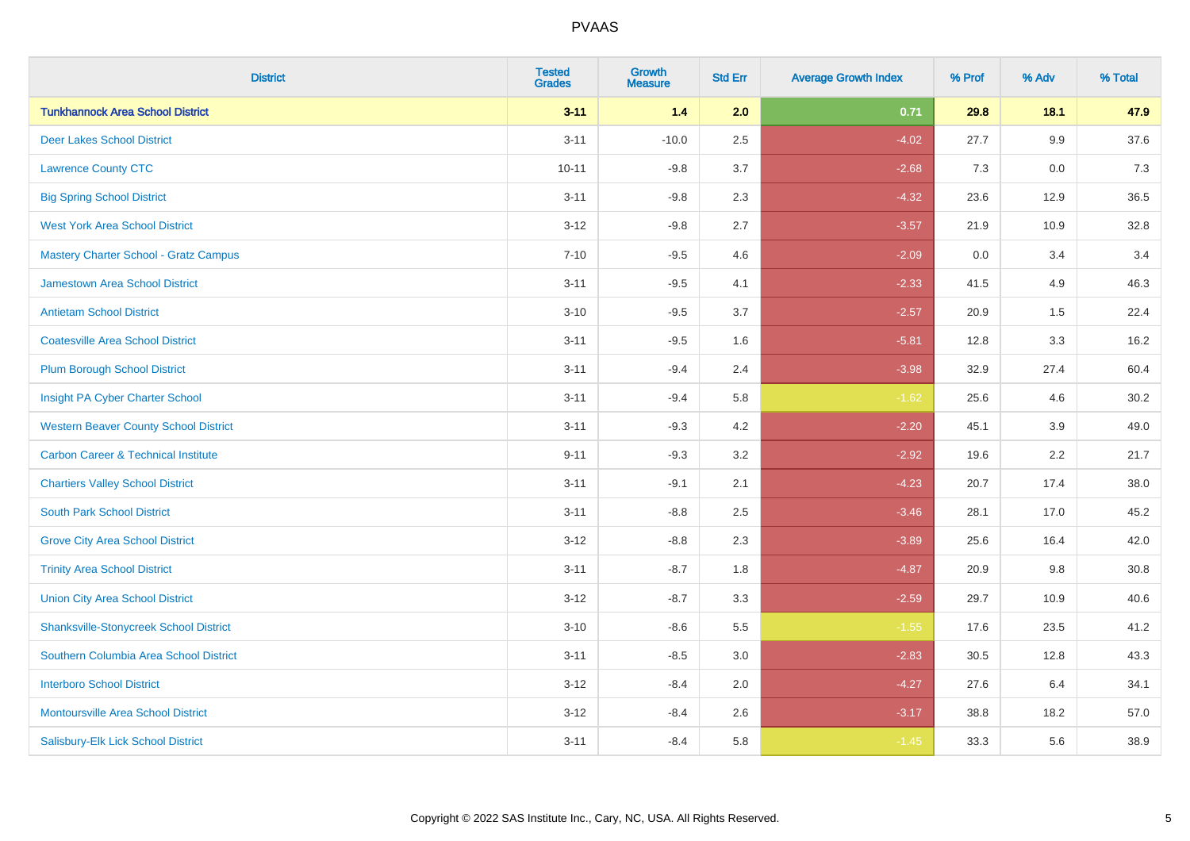# PVAAS

| District | Tested Grades | Growth Measure | Std Err | Average Growth Index | % Prof | % Adv | % Total |
|---|---|---|---|---|---|---|---|
| **Tunkhannock Area School District** | **3-11** | **1.4** | **2.0** | **0.71** | **29.8** | **18.1** | **47.9** |
| Deer Lakes School District | 3-11 | -10.0 | 2.5 | -4.02 | 27.7 | 9.9 | 37.6 |
| Lawrence County CTC | 10-11 | -9.8 | 3.7 | -2.68 | 7.3 | 0.0 | 7.3 |
| Big Spring School District | 3-11 | -9.8 | 2.3 | -4.32 | 23.6 | 12.9 | 36.5 |
| West York Area School District | 3-12 | -9.8 | 2.7 | -3.57 | 21.9 | 10.9 | 32.8 |
| Mastery Charter School - Gratz Campus | 7-10 | -9.5 | 4.6 | -2.09 | 0.0 | 3.4 | 3.4 |
| Jamestown Area School District | 3-11 | -9.5 | 4.1 | -2.33 | 41.5 | 4.9 | 46.3 |
| Antietam School District | 3-10 | -9.5 | 3.7 | -2.57 | 20.9 | 1.5 | 22.4 |
| Coatesville Area School District | 3-11 | -9.5 | 1.6 | -5.81 | 12.8 | 3.3 | 16.2 |
| Plum Borough School District | 3-11 | -9.4 | 2.4 | -3.98 | 32.9 | 27.4 | 60.4 |
| Insight PA Cyber Charter School | 3-11 | -9.4 | 5.8 | -1.62 | 25.6 | 4.6 | 30.2 |
| Western Beaver County School District | 3-11 | -9.3 | 4.2 | -2.20 | 45.1 | 3.9 | 49.0 |
| Carbon Career & Technical Institute | 9-11 | -9.3 | 3.2 | -2.92 | 19.6 | 2.2 | 21.7 |
| Chartiers Valley School District | 3-11 | -9.1 | 2.1 | -4.23 | 20.7 | 17.4 | 38.0 |
| South Park School District | 3-11 | -8.8 | 2.5 | -3.46 | 28.1 | 17.0 | 45.2 |
| Grove City Area School District | 3-12 | -8.8 | 2.3 | -3.89 | 25.6 | 16.4 | 42.0 |
| Trinity Area School District | 3-11 | -8.7 | 1.8 | -4.87 | 20.9 | 9.8 | 30.8 |
| Union City Area School District | 3-12 | -8.7 | 3.3 | -2.59 | 29.7 | 10.9 | 40.6 |
| Shanksville-Stonycreek School District | 3-10 | -8.6 | 5.5 | -1.55 | 17.6 | 23.5 | 41.2 |
| Southern Columbia Area School District | 3-11 | -8.5 | 3.0 | -2.83 | 30.5 | 12.8 | 43.3 |
| Interboro School District | 3-12 | -8.4 | 2.0 | -4.27 | 27.6 | 6.4 | 34.1 |
| Montoursville Area School District | 3-12 | -8.4 | 2.6 | -3.17 | 38.8 | 18.2 | 57.0 |
| Salisbury-Elk Lick School District | 3-11 | -8.4 | 5.8 | -1.45 | 33.3 | 5.6 | 38.9 |

Copyright © 2022 SAS Institute Inc., Cary, NC, USA. All Rights Reserved.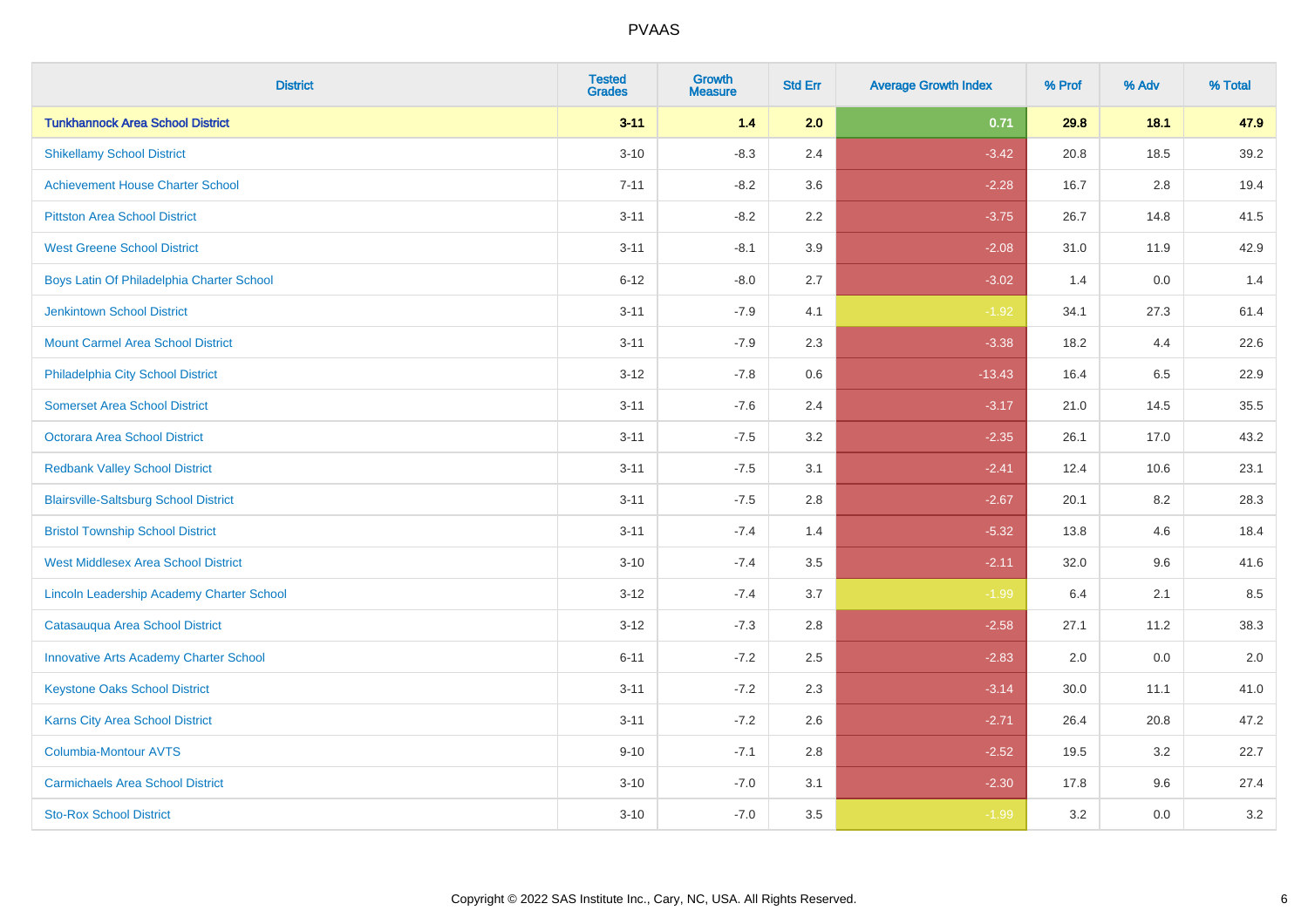# PVAAS

| District | Tested Grades | Growth Measure | Std Err | Average Growth Index | % Prof | % Adv | % Total |
|---|---|---|---|---|---|---|---|
| **Tunkhannock Area School District** | **3-11** | **1.4** | **2.0** | **0.71** | **29.8** | **18.1** | **47.9** |
| Shikellamy School District | 3-10 | -8.3 | 2.4 | -3.42 | 20.8 | 18.5 | 39.2 |
| Achievement House Charter School | 7-11 | -8.2 | 3.6 | -2.28 | 16.7 | 2.8 | 19.4 |
| Pittston Area School District | 3-11 | -8.2 | 2.2 | -3.75 | 26.7 | 14.8 | 41.5 |
| West Greene School District | 3-11 | -8.1 | 3.9 | -2.08 | 31.0 | 11.9 | 42.9 |
| Boys Latin Of Philadelphia Charter School | 6-12 | -8.0 | 2.7 | -3.02 | 1.4 | 0.0 | 1.4 |
| Jenkintown School District | 3-11 | -7.9 | 4.1 | -1.92 | 34.1 | 27.3 | 61.4 |
| Mount Carmel Area School District | 3-11 | -7.9 | 2.3 | -3.38 | 18.2 | 4.4 | 22.6 |
| Philadelphia City School District | 3-12 | -7.8 | 0.6 | -13.43 | 16.4 | 6.5 | 22.9 |
| Somerset Area School District | 3-11 | -7.6 | 2.4 | -3.17 | 21.0 | 14.5 | 35.5 |
| Octorara Area School District | 3-11 | -7.5 | 3.2 | -2.35 | 26.1 | 17.0 | 43.2 |
| Redbank Valley School District | 3-11 | -7.5 | 3.1 | -2.41 | 12.4 | 10.6 | 23.1 |
| Blairsville-Saltsburg School District | 3-11 | -7.5 | 2.8 | -2.67 | 20.1 | 8.2 | 28.3 |
| Bristol Township School District | 3-11 | -7.4 | 1.4 | -5.32 | 13.8 | 4.6 | 18.4 |
| West Middlesex Area School District | 3-10 | -7.4 | 3.5 | -2.11 | 32.0 | 9.6 | 41.6 |
| Lincoln Leadership Academy Charter School | 3-12 | -7.4 | 3.7 | -1.99 | 6.4 | 2.1 | 8.5 |
| Catasauqua Area School District | 3-12 | -7.3 | 2.8 | -2.58 | 27.1 | 11.2 | 38.3 |
| Innovative Arts Academy Charter School | 6-11 | -7.2 | 2.5 | -2.83 | 2.0 | 0.0 | 2.0 |
| Keystone Oaks School District | 3-11 | -7.2 | 2.3 | -3.14 | 30.0 | 11.1 | 41.0 |
| Karns City Area School District | 3-11 | -7.2 | 2.6 | -2.71 | 26.4 | 20.8 | 47.2 |
| Columbia-Montour AVTS | 9-10 | -7.1 | 2.8 | -2.52 | 19.5 | 3.2 | 22.7 |
| Carmichaels Area School District | 3-10 | -7.0 | 3.1 | -2.30 | 17.8 | 9.6 | 27.4 |
| Sto-Rox School District | 3-10 | -7.0 | 3.5 | -1.99 | 3.2 | 0.0 | 3.2 |

Copyright © 2022 SAS Institute Inc., Cary, NC, USA. All Rights Reserved.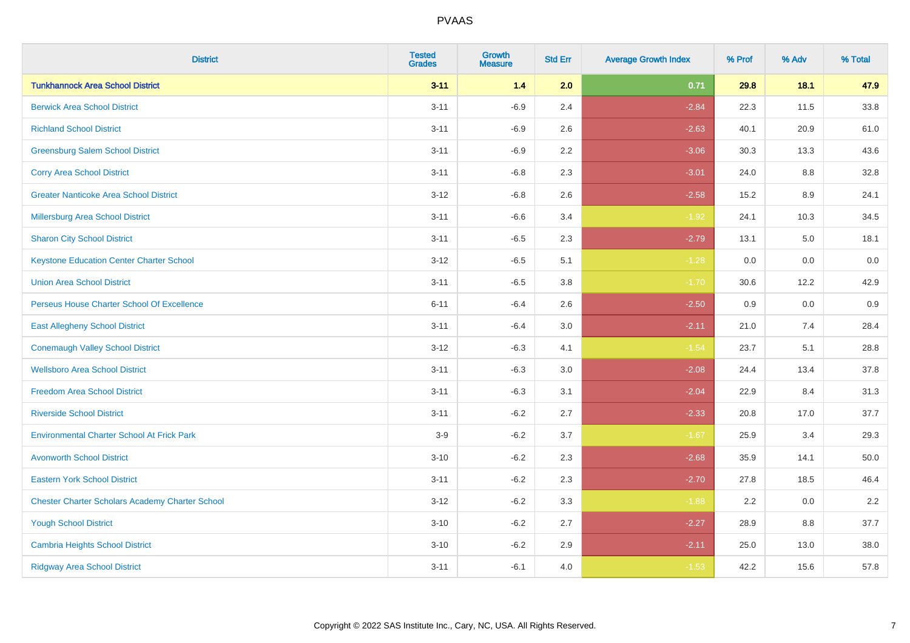# PVAAS

| District | Tested Grades | Growth Measure | Std Err | Average Growth Index | % Prof | % Adv | % Total |
|---|---|---|---|---|---|---|---|
| **Tunkhannock Area School District** | **3-11** | **1.4** | **2.0** | **0.71** | **29.8** | **18.1** | **47.9** |
| Berwick Area School District | 3-11 | -6.9 | 2.4 | -2.84 | 22.3 | 11.5 | 33.8 |
| Richland School District | 3-11 | -6.9 | 2.6 | -2.63 | 40.1 | 20.9 | 61.0 |
| Greensburg Salem School District | 3-11 | -6.9 | 2.2 | -3.06 | 30.3 | 13.3 | 43.6 |
| Corry Area School District | 3-11 | -6.8 | 2.3 | -3.01 | 24.0 | 8.8 | 32.8 |
| Greater Nanticoke Area School District | 3-12 | -6.8 | 2.6 | -2.58 | 15.2 | 8.9 | 24.1 |
| Millersburg Area School District | 3-11 | -6.6 | 3.4 | -1.92 | 24.1 | 10.3 | 34.5 |
| Sharon City School District | 3-11 | -6.5 | 2.3 | -2.79 | 13.1 | 5.0 | 18.1 |
| Keystone Education Center Charter School | 3-12 | -6.5 | 5.1 | -1.28 | 0.0 | 0.0 | 0.0 |
| Union Area School District | 3-11 | -6.5 | 3.8 | -1.70 | 30.6 | 12.2 | 42.9 |
| Perseus House Charter School Of Excellence | 6-11 | -6.4 | 2.6 | -2.50 | 0.9 | 0.0 | 0.9 |
| East Allegheny School District | 3-11 | -6.4 | 3.0 | -2.11 | 21.0 | 7.4 | 28.4 |
| Conemaugh Valley School District | 3-12 | -6.3 | 4.1 | -1.54 | 23.7 | 5.1 | 28.8 |
| Wellsboro Area School District | 3-11 | -6.3 | 3.0 | -2.08 | 24.4 | 13.4 | 37.8 |
| Freedom Area School District | 3-11 | -6.3 | 3.1 | -2.04 | 22.9 | 8.4 | 31.3 |
| Riverside School District | 3-11 | -6.2 | 2.7 | -2.33 | 20.8 | 17.0 | 37.7 |
| Environmental Charter School At Frick Park | 3-9 | -6.2 | 3.7 | -1.67 | 25.9 | 3.4 | 29.3 |
| Avonworth School District | 3-10 | -6.2 | 2.3 | -2.68 | 35.9 | 14.1 | 50.0 |
| Eastern York School District | 3-11 | -6.2 | 2.3 | -2.70 | 27.8 | 18.5 | 46.4 |
| Chester Charter Scholars Academy Charter School | 3-12 | -6.2 | 3.3 | -1.88 | 2.2 | 0.0 | 2.2 |
| Yough School District | 3-10 | -6.2 | 2.7 | -2.27 | 28.9 | 8.8 | 37.7 |
| Cambria Heights School District | 3-10 | -6.2 | 2.9 | -2.11 | 25.0 | 13.0 | 38.0 |
| Ridgway Area School District | 3-11 | -6.1 | 4.0 | -1.53 | 42.2 | 15.6 | 57.8 |

Copyright © 2022 SAS Institute Inc., Cary, NC, USA. All Rights Reserved.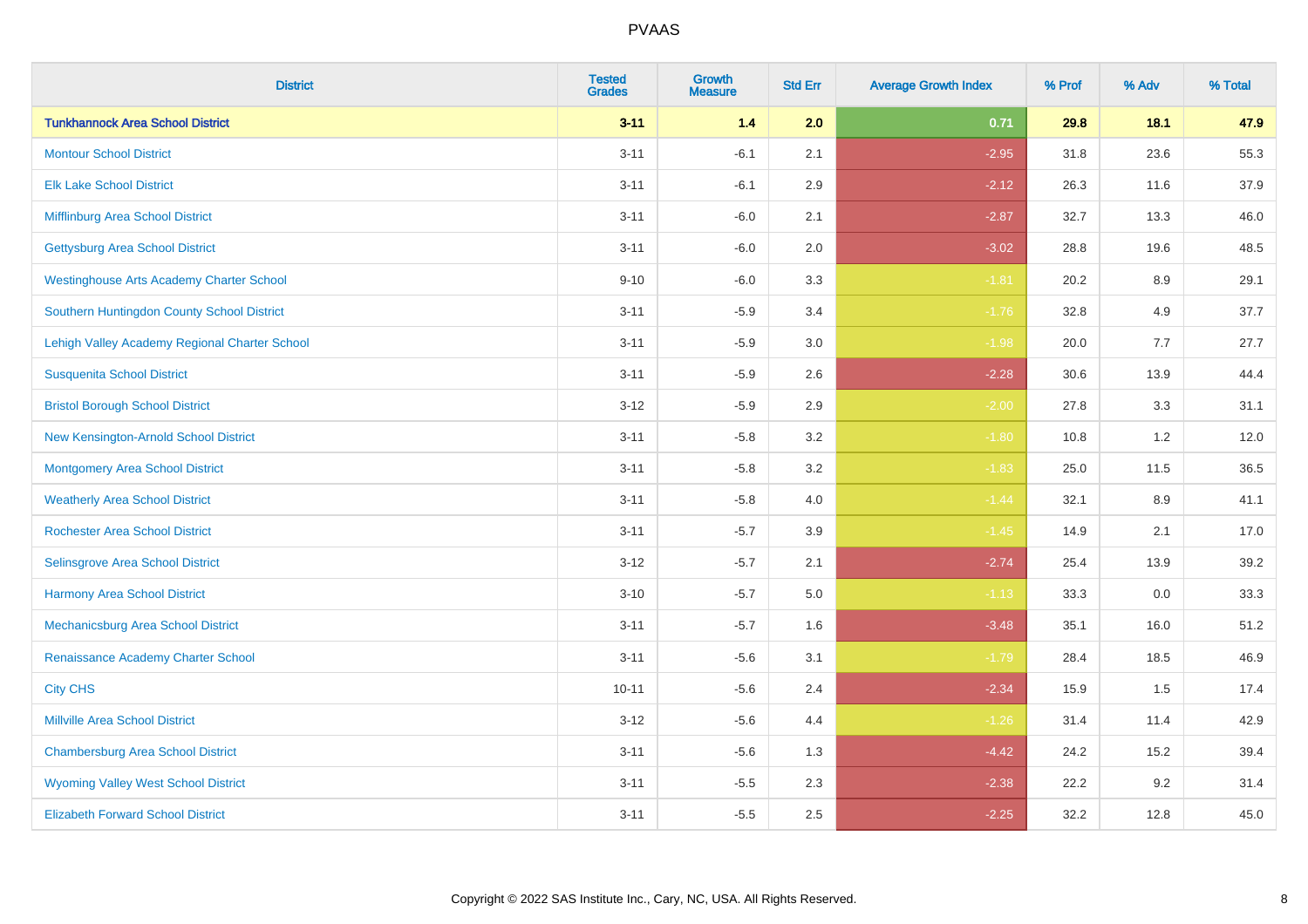# PVAAS

| District | Tested Grades | Growth Measure | Std Err | Average Growth Index | % Prof | % Adv | % Total |
|---|---|---|---|---|---|---|---|
| **Tunkhannock Area School District** | **3-11** | **1.4** | **2.0** | **0.71** | **29.8** | **18.1** | **47.9** |
| Montour School District | 3-11 | -6.1 | 2.1 | -2.95 | 31.8 | 23.6 | 55.3 |
| Elk Lake School District | 3-11 | -6.1 | 2.9 | -2.12 | 26.3 | 11.6 | 37.9 |
| Mifflinburg Area School District | 3-11 | -6.0 | 2.1 | -2.87 | 32.7 | 13.3 | 46.0 |
| Gettysburg Area School District | 3-11 | -6.0 | 2.0 | -3.02 | 28.8 | 19.6 | 48.5 |
| Westinghouse Arts Academy Charter School | 9-10 | -6.0 | 3.3 | -1.81 | 20.2 | 8.9 | 29.1 |
| Southern Huntingdon County School District | 3-11 | -5.9 | 3.4 | -1.76 | 32.8 | 4.9 | 37.7 |
| Lehigh Valley Academy Regional Charter School | 3-11 | -5.9 | 3.0 | -1.98 | 20.0 | 7.7 | 27.7 |
| Susquenita School District | 3-11 | -5.9 | 2.6 | -2.28 | 30.6 | 13.9 | 44.4 |
| Bristol Borough School District | 3-12 | -5.9 | 2.9 | -2.00 | 27.8 | 3.3 | 31.1 |
| New Kensington-Arnold School District | 3-11 | -5.8 | 3.2 | -1.80 | 10.8 | 1.2 | 12.0 |
| Montgomery Area School District | 3-11 | -5.8 | 3.2 | -1.83 | 25.0 | 11.5 | 36.5 |
| Weatherly Area School District | 3-11 | -5.8 | 4.0 | -1.44 | 32.1 | 8.9 | 41.1 |
| Rochester Area School District | 3-11 | -5.7 | 3.9 | -1.45 | 14.9 | 2.1 | 17.0 |
| Selinsgrove Area School District | 3-12 | -5.7 | 2.1 | -2.74 | 25.4 | 13.9 | 39.2 |
| Harmony Area School District | 3-10 | -5.7 | 5.0 | -1.13 | 33.3 | 0.0 | 33.3 |
| Mechanicsburg Area School District | 3-11 | -5.7 | 1.6 | -3.48 | 35.1 | 16.0 | 51.2 |
| Renaissance Academy Charter School | 3-11 | -5.6 | 3.1 | -1.79 | 28.4 | 18.5 | 46.9 |
| City CHS | 10-11 | -5.6 | 2.4 | -2.34 | 15.9 | 1.5 | 17.4 |
| Millville Area School District | 3-12 | -5.6 | 4.4 | -1.26 | 31.4 | 11.4 | 42.9 |
| Chambersburg Area School District | 3-11 | -5.6 | 1.3 | -4.42 | 24.2 | 15.2 | 39.4 |
| Wyoming Valley West School District | 3-11 | -5.5 | 2.3 | -2.38 | 22.2 | 9.2 | 31.4 |
| Elizabeth Forward School District | 3-11 | -5.5 | 2.5 | -2.25 | 32.2 | 12.8 | 45.0 |

Copyright © 2022 SAS Institute Inc., Cary, NC, USA. All Rights Reserved.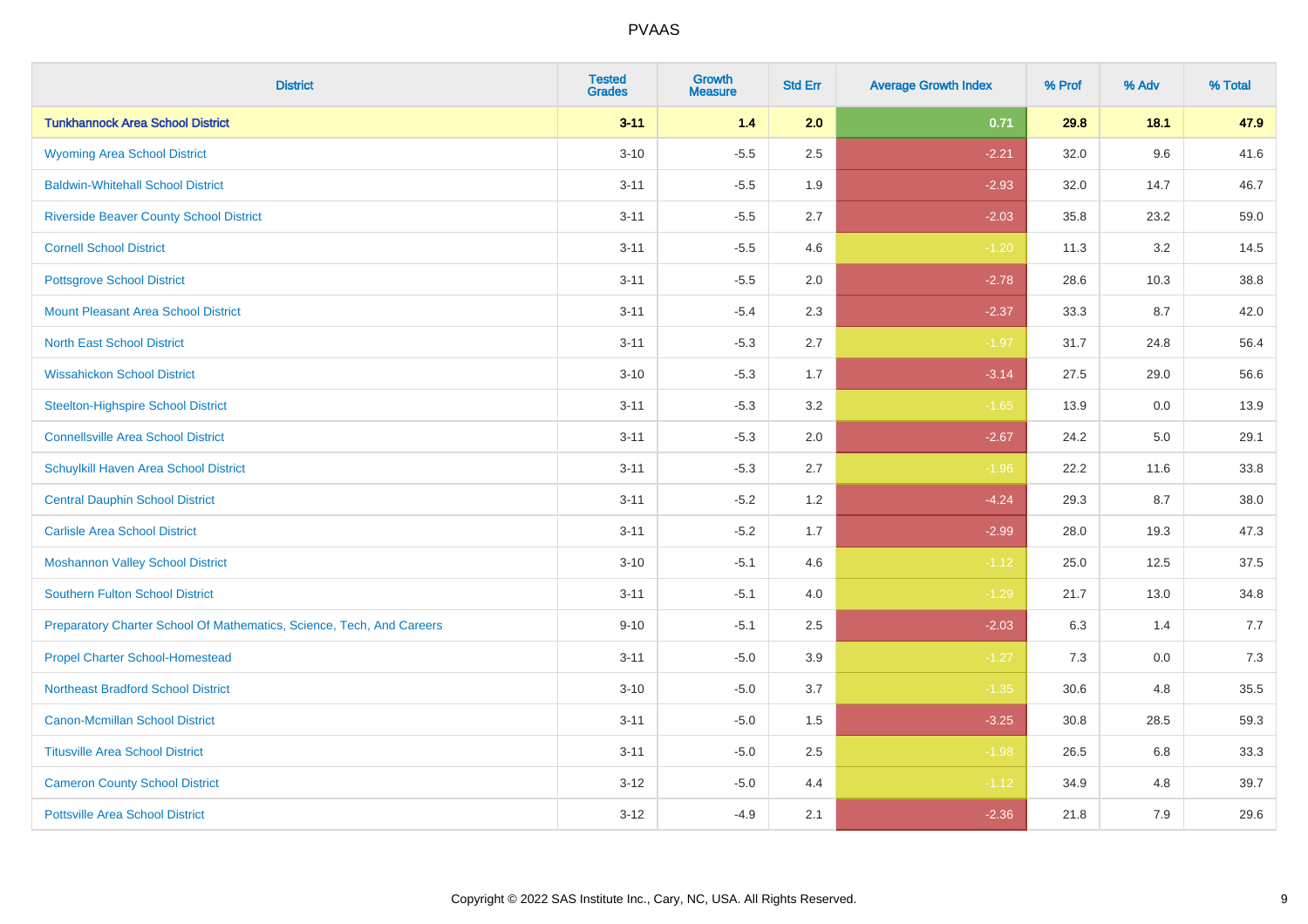# PVAAS

| District | Tested Grades | Growth Measure | Std Err | Average Growth Index | % Prof | % Adv | % Total |
|---|---|---|---|---|---|---|---|
| **Tunkhannock Area School District** | **3-11** | **1.4** | **2.0** | **0.71** | **29.8** | **18.1** | **47.9** |
| Wyoming Area School District | 3-10 | -5.5 | 2.5 | -2.21 | 32.0 | 9.6 | 41.6 |
| Baldwin-Whitehall School District | 3-11 | -5.5 | 1.9 | -2.93 | 32.0 | 14.7 | 46.7 |
| Riverside Beaver County School District | 3-11 | -5.5 | 2.7 | -2.03 | 35.8 | 23.2 | 59.0 |
| Cornell School District | 3-11 | -5.5 | 4.6 | -1.20 | 11.3 | 3.2 | 14.5 |
| Pottsgrove School District | 3-11 | -5.5 | 2.0 | -2.78 | 28.6 | 10.3 | 38.8 |
| Mount Pleasant Area School District | 3-11 | -5.4 | 2.3 | -2.37 | 33.3 | 8.7 | 42.0 |
| North East School District | 3-11 | -5.3 | 2.7 | -1.97 | 31.7 | 24.8 | 56.4 |
| Wissahickon School District | 3-10 | -5.3 | 1.7 | -3.14 | 27.5 | 29.0 | 56.6 |
| Steelton-Highspire School District | 3-11 | -5.3 | 3.2 | -1.65 | 13.9 | 0.0 | 13.9 |
| Connellsville Area School District | 3-11 | -5.3 | 2.0 | -2.67 | 24.2 | 5.0 | 29.1 |
| Schuylkill Haven Area School District | 3-11 | -5.3 | 2.7 | -1.96 | 22.2 | 11.6 | 33.8 |
| Central Dauphin School District | 3-11 | -5.2 | 1.2 | -4.24 | 29.3 | 8.7 | 38.0 |
| Carlisle Area School District | 3-11 | -5.2 | 1.7 | -2.99 | 28.0 | 19.3 | 47.3 |
| Moshannon Valley School District | 3-10 | -5.1 | 4.6 | -1.12 | 25.0 | 12.5 | 37.5 |
| Southern Fulton School District | 3-11 | -5.1 | 4.0 | -1.29 | 21.7 | 13.0 | 34.8 |
| Preparatory Charter School Of Mathematics, Science, Tech, And Careers | 9-10 | -5.1 | 2.5 | -2.03 | 6.3 | 1.4 | 7.7 |
| Propel Charter School-Homestead | 3-11 | -5.0 | 3.9 | -1.27 | 7.3 | 0.0 | 7.3 |
| Northeast Bradford School District | 3-10 | -5.0 | 3.7 | -1.35 | 30.6 | 4.8 | 35.5 |
| Canon-Mcmillan School District | 3-11 | -5.0 | 1.5 | -3.25 | 30.8 | 28.5 | 59.3 |
| Titusville Area School District | 3-11 | -5.0 | 2.5 | -1.98 | 26.5 | 6.8 | 33.3 |
| Cameron County School District | 3-12 | -5.0 | 4.4 | -1.12 | 34.9 | 4.8 | 39.7 |
| Pottsville Area School District | 3-12 | -4.9 | 2.1 | -2.36 | 21.8 | 7.9 | 29.6 |

Copyright © 2022 SAS Institute Inc., Cary, NC, USA. All Rights Reserved.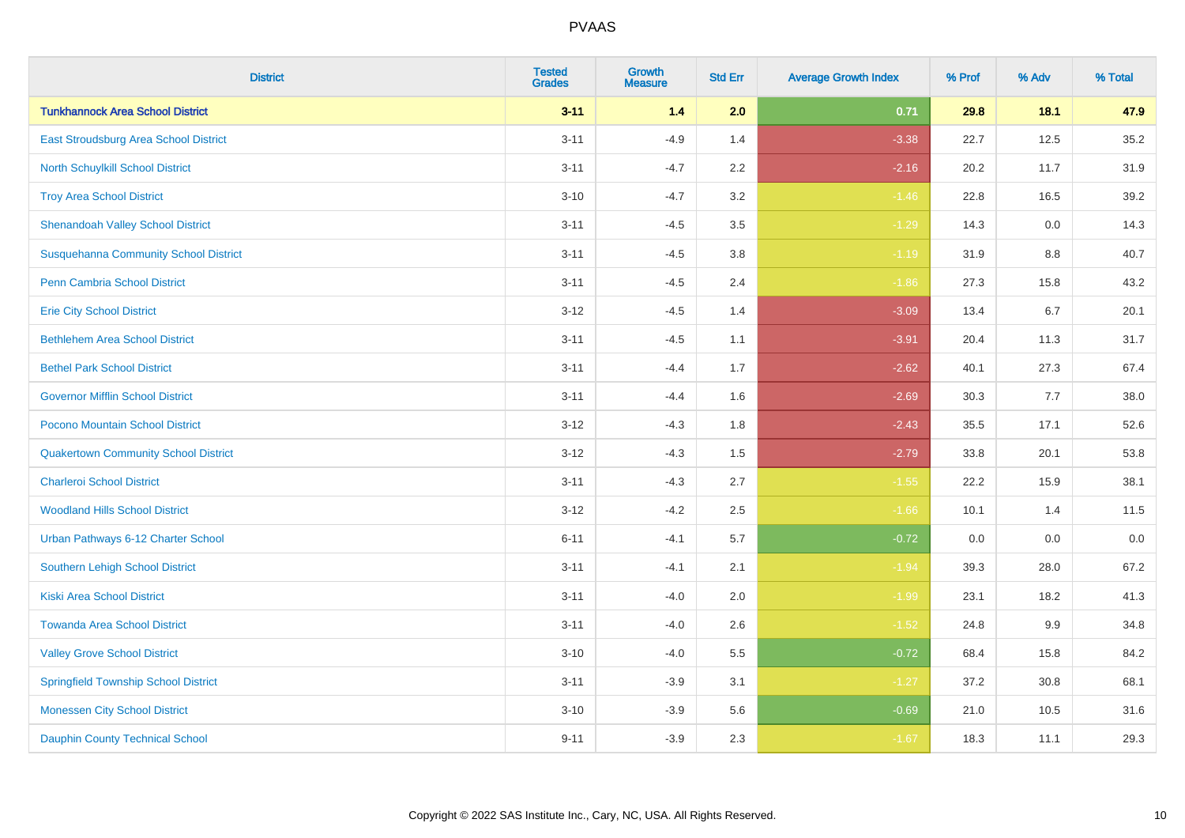# PVAAS

| District | Tested Grades | Growth Measure | Std Err | Average Growth Index | % Prof | % Adv | % Total |
|---|---|---|---|---|---|---|---|
| **Tunkhannock Area School District** | **3-11** | **1.4** | **2.0** | **0.71** | **29.8** | **18.1** | **47.9** |
| East Stroudsburg Area School District | 3-11 | -4.9 | 1.4 | -3.38 | 22.7 | 12.5 | 35.2 |
| North Schuylkill School District | 3-11 | -4.7 | 2.2 | -2.16 | 20.2 | 11.7 | 31.9 |
| Troy Area School District | 3-10 | -4.7 | 3.2 | -1.46 | 22.8 | 16.5 | 39.2 |
| Shenandoah Valley School District | 3-11 | -4.5 | 3.5 | -1.29 | 14.3 | 0.0 | 14.3 |
| Susquehanna Community School District | 3-11 | -4.5 | 3.8 | -1.19 | 31.9 | 8.8 | 40.7 |
| Penn Cambria School District | 3-11 | -4.5 | 2.4 | -1.86 | 27.3 | 15.8 | 43.2 |
| Erie City School District | 3-12 | -4.5 | 1.4 | -3.09 | 13.4 | 6.7 | 20.1 |
| Bethlehem Area School District | 3-11 | -4.5 | 1.1 | -3.91 | 20.4 | 11.3 | 31.7 |
| Bethel Park School District | 3-11 | -4.4 | 1.7 | -2.62 | 40.1 | 27.3 | 67.4 |
| Governor Mifflin School District | 3-11 | -4.4 | 1.6 | -2.69 | 30.3 | 7.7 | 38.0 |
| Pocono Mountain School District | 3-12 | -4.3 | 1.8 | -2.43 | 35.5 | 17.1 | 52.6 |
| Quakertown Community School District | 3-12 | -4.3 | 1.5 | -2.79 | 33.8 | 20.1 | 53.8 |
| Charleroi School District | 3-11 | -4.3 | 2.7 | -1.55 | 22.2 | 15.9 | 38.1 |
| Woodland Hills School District | 3-12 | -4.2 | 2.5 | -1.66 | 10.1 | 1.4 | 11.5 |
| Urban Pathways 6-12 Charter School | 6-11 | -4.1 | 5.7 | -0.72 | 0.0 | 0.0 | 0.0 |
| Southern Lehigh School District | 3-11 | -4.1 | 2.1 | -1.94 | 39.3 | 28.0 | 67.2 |
| Kiski Area School District | 3-11 | -4.0 | 2.0 | -1.99 | 23.1 | 18.2 | 41.3 |
| Towanda Area School District | 3-11 | -4.0 | 2.6 | -1.52 | 24.8 | 9.9 | 34.8 |
| Valley Grove School District | 3-10 | -4.0 | 5.5 | -0.72 | 68.4 | 15.8 | 84.2 |
| Springfield Township School District | 3-11 | -3.9 | 3.1 | -1.27 | 37.2 | 30.8 | 68.1 |
| Monessen City School District | 3-10 | -3.9 | 5.6 | -0.69 | 21.0 | 10.5 | 31.6 |
| Dauphin County Technical School | 9-11 | -3.9 | 2.3 | -1.67 | 18.3 | 11.1 | 29.3 |

Copyright © 2022 SAS Institute Inc., Cary, NC, USA. All Rights Reserved.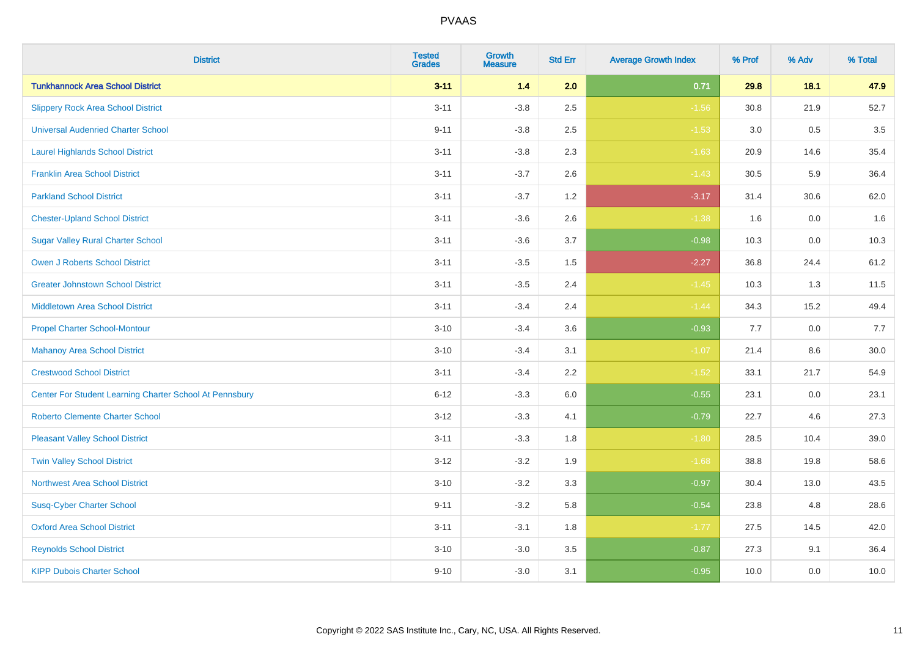# PVAAS

| District | Tested Grades | Growth Measure | Std Err | Average Growth Index | % Prof | % Adv | % Total |
|---|---|---|---|---|---|---|---|
| **Tunkhannock Area School District** | **3-11** | **1.4** | **2.0** | **0.71** | **29.8** | **18.1** | **47.9** |
| Slippery Rock Area School District | 3-11 | -3.8 | 2.5 | -1.56 | 30.8 | 21.9 | 52.7 |
| Universal Audenried Charter School | 9-11 | -3.8 | 2.5 | -1.53 | 3.0 | 0.5 | 3.5 |
| Laurel Highlands School District | 3-11 | -3.8 | 2.3 | -1.63 | 20.9 | 14.6 | 35.4 |
| Franklin Area School District | 3-11 | -3.7 | 2.6 | -1.43 | 30.5 | 5.9 | 36.4 |
| Parkland School District | 3-11 | -3.7 | 1.2 | -3.17 | 31.4 | 30.6 | 62.0 |
| Chester-Upland School District | 3-11 | -3.6 | 2.6 | -1.38 | 1.6 | 0.0 | 1.6 |
| Sugar Valley Rural Charter School | 3-11 | -3.6 | 3.7 | -0.98 | 10.3 | 0.0 | 10.3 |
| Owen J Roberts School District | 3-11 | -3.5 | 1.5 | -2.27 | 36.8 | 24.4 | 61.2 |
| Greater Johnstown School District | 3-11 | -3.5 | 2.4 | -1.45 | 10.3 | 1.3 | 11.5 |
| Middletown Area School District | 3-11 | -3.4 | 2.4 | -1.44 | 34.3 | 15.2 | 49.4 |
| Propel Charter School-Montour | 3-10 | -3.4 | 3.6 | -0.93 | 7.7 | 0.0 | 7.7 |
| Mahanoy Area School District | 3-10 | -3.4 | 3.1 | -1.07 | 21.4 | 8.6 | 30.0 |
| Crestwood School District | 3-11 | -3.4 | 2.2 | -1.52 | 33.1 | 21.7 | 54.9 |
| Center For Student Learning Charter School At Pennsbury | 6-12 | -3.3 | 6.0 | -0.55 | 23.1 | 0.0 | 23.1 |
| Roberto Clemente Charter School | 3-12 | -3.3 | 4.1 | -0.79 | 22.7 | 4.6 | 27.3 |
| Pleasant Valley School District | 3-11 | -3.3 | 1.8 | -1.80 | 28.5 | 10.4 | 39.0 |
| Twin Valley School District | 3-12 | -3.2 | 1.9 | -1.68 | 38.8 | 19.8 | 58.6 |
| Northwest Area School District | 3-10 | -3.2 | 3.3 | -0.97 | 30.4 | 13.0 | 43.5 |
| Susq-Cyber Charter School | 9-11 | -3.2 | 5.8 | -0.54 | 23.8 | 4.8 | 28.6 |
| Oxford Area School District | 3-11 | -3.1 | 1.8 | -1.77 | 27.5 | 14.5 | 42.0 |
| Reynolds School District | 3-10 | -3.0 | 3.5 | -0.87 | 27.3 | 9.1 | 36.4 |
| KIPP Dubois Charter School | 9-10 | -3.0 | 3.1 | -0.95 | 10.0 | 0.0 | 10.0 |

Copyright © 2022 SAS Institute Inc., Cary, NC, USA. All Rights Reserved.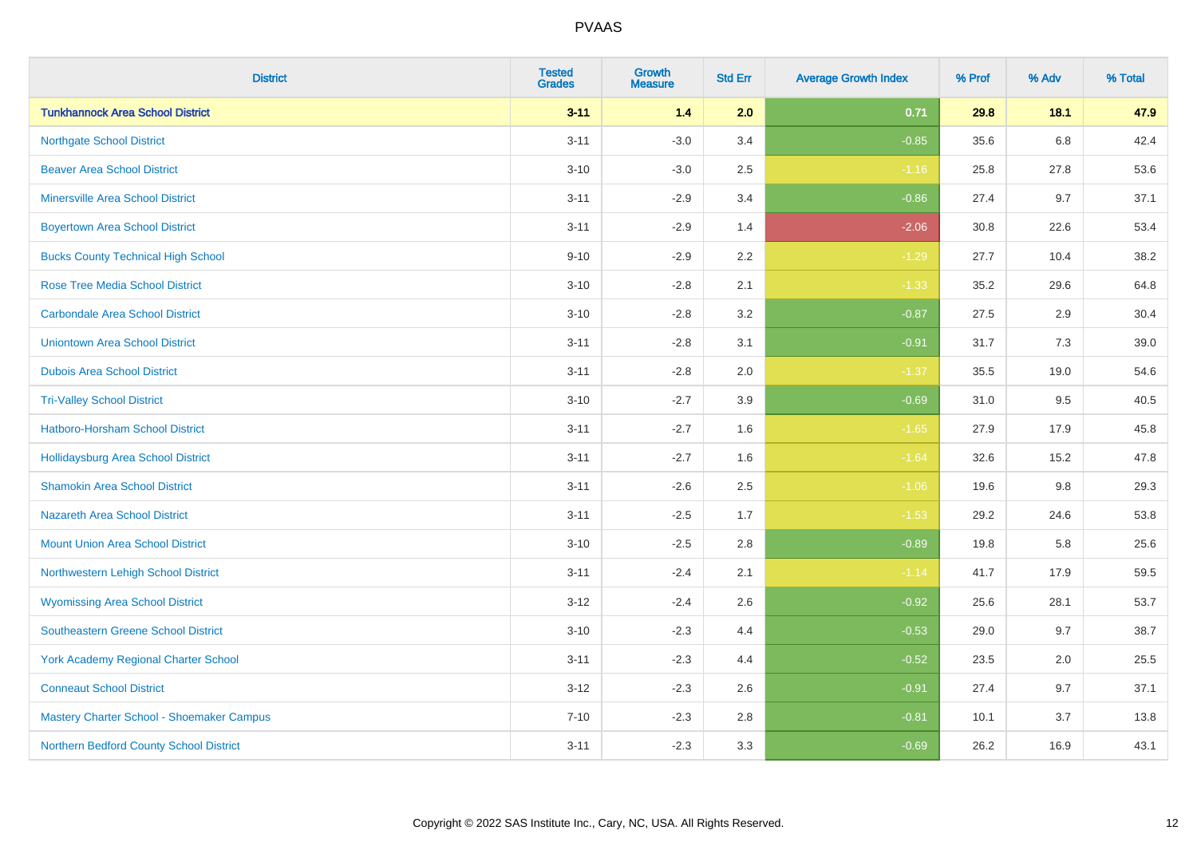| District | Tested Grades | Growth Measure | Std Err | Average Growth Index | % Prof | % Adv | % Total |
|---|---|---|---|---|---|---|---|
| **Tunkhannock Area School District** | **3-11** | **1.4** | **2.0** | **0.71** | **29.8** | **18.1** | **47.9** |
| Northgate School District | 3-11 | -3.0 | 3.4 | -0.85 | 35.6 | 6.8 | 42.4 |
| Beaver Area School District | 3-10 | -3.0 | 2.5 | -1.16 | 25.8 | 27.8 | 53.6 |
| Minersville Area School District | 3-11 | -2.9 | 3.4 | -0.86 | 27.4 | 9.7 | 37.1 |
| Boyertown Area School District | 3-11 | -2.9 | 1.4 | -2.06 | 30.8 | 22.6 | 53.4 |
| Bucks County Technical High School | 9-10 | -2.9 | 2.2 | -1.29 | 27.7 | 10.4 | 38.2 |
| Rose Tree Media School District | 3-10 | -2.8 | 2.1 | -1.33 | 35.2 | 29.6 | 64.8 |
| Carbondale Area School District | 3-10 | -2.8 | 3.2 | -0.87 | 27.5 | 2.9 | 30.4 |
| Uniontown Area School District | 3-11 | -2.8 | 3.1 | -0.91 | 31.7 | 7.3 | 39.0 |
| Dubois Area School District | 3-11 | -2.8 | 2.0 | -1.37 | 35.5 | 19.0 | 54.6 |
| Tri-Valley School District | 3-10 | -2.7 | 3.9 | -0.69 | 31.0 | 9.5 | 40.5 |
| Hatboro-Horsham School District | 3-11 | -2.7 | 1.6 | -1.65 | 27.9 | 17.9 | 45.8 |
| Hollidaysburg Area School District | 3-11 | -2.7 | 1.6 | -1.64 | 32.6 | 15.2 | 47.8 |
| Shamokin Area School District | 3-11 | -2.6 | 2.5 | -1.06 | 19.6 | 9.8 | 29.3 |
| Nazareth Area School District | 3-11 | -2.5 | 1.7 | -1.53 | 29.2 | 24.6 | 53.8 |
| Mount Union Area School District | 3-10 | -2.5 | 2.8 | -0.89 | 19.8 | 5.8 | 25.6 |
| Northwestern Lehigh School District | 3-11 | -2.4 | 2.1 | -1.14 | 41.7 | 17.9 | 59.5 |
| Wyomissing Area School District | 3-12 | -2.4 | 2.6 | -0.92 | 25.6 | 28.1 | 53.7 |
| Southeastern Greene School District | 3-10 | -2.3 | 4.4 | -0.53 | 29.0 | 9.7 | 38.7 |
| York Academy Regional Charter School | 3-11 | -2.3 | 4.4 | -0.52 | 23.5 | 2.0 | 25.5 |
| Conneaut School District | 3-12 | -2.3 | 2.6 | -0.91 | 27.4 | 9.7 | 37.1 |
| Mastery Charter School - Shoemaker Campus | 7-10 | -2.3 | 2.8 | -0.81 | 10.1 | 3.7 | 13.8 |
| Northern Bedford County School District | 3-11 | -2.3 | 3.3 | -0.69 | 26.2 | 16.9 | 43.1 |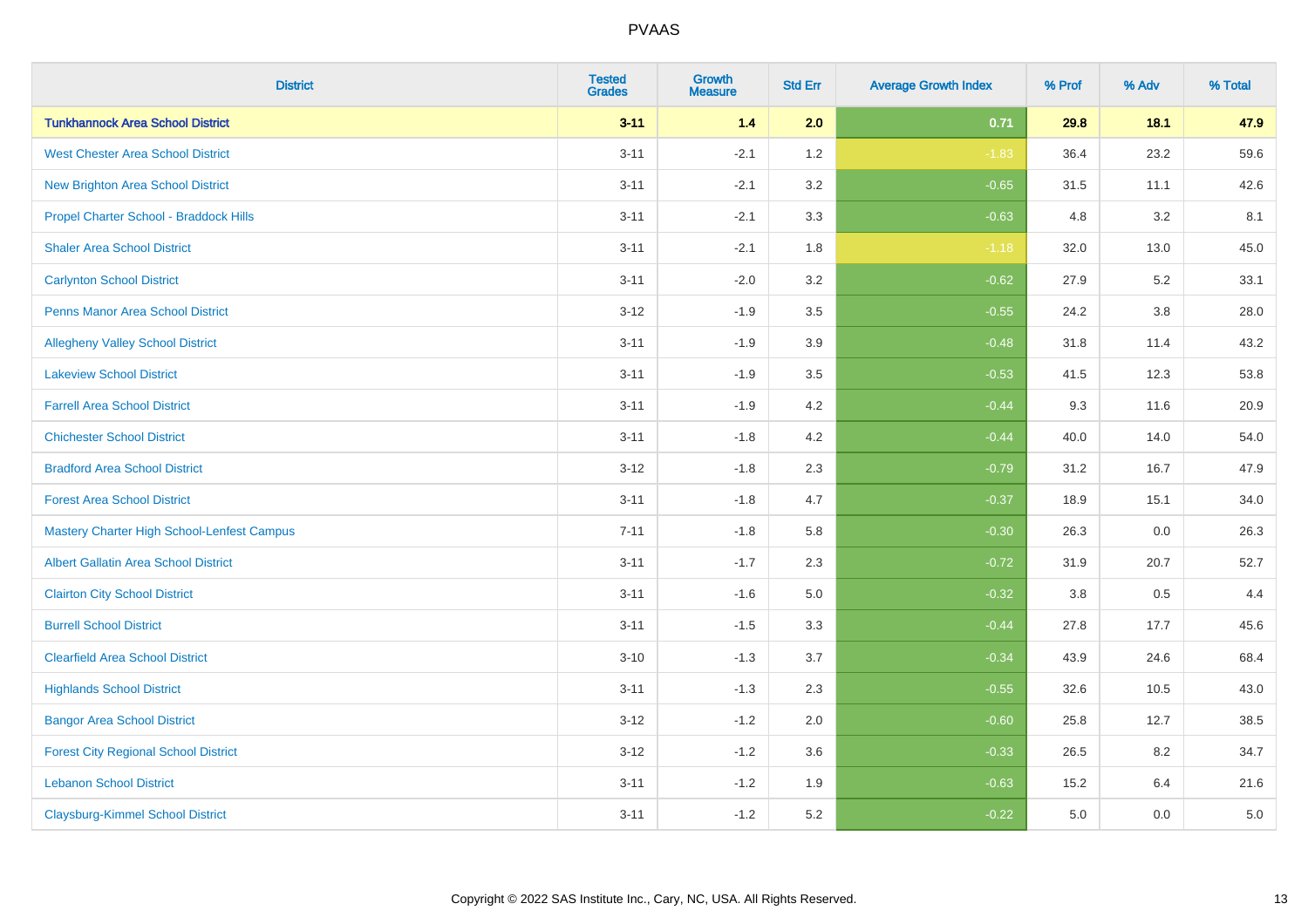| District | Tested Grades | Growth Measure | Std Err | Average Growth Index | % Prof | % Adv | % Total |
|---|---|---|---|---|---|---|---|
| **Tunkhannock Area School District** | **3-11** | **1.4** | **2.0** | **0.71** | **29.8** | **18.1** | **47.9** |
| West Chester Area School District | 3-11 | -2.1 | 1.2 | -1.83 | 36.4 | 23.2 | 59.6 |
| New Brighton Area School District | 3-11 | -2.1 | 3.2 | -0.65 | 31.5 | 11.1 | 42.6 |
| Propel Charter School - Braddock Hills | 3-11 | -2.1 | 3.3 | -0.63 | 4.8 | 3.2 | 8.1 |
| Shaler Area School District | 3-11 | -2.1 | 1.8 | -1.18 | 32.0 | 13.0 | 45.0 |
| Carlynton School District | 3-11 | -2.0 | 3.2 | -0.62 | 27.9 | 5.2 | 33.1 |
| Penns Manor Area School District | 3-12 | -1.9 | 3.5 | -0.55 | 24.2 | 3.8 | 28.0 |
| Allegheny Valley School District | 3-11 | -1.9 | 3.9 | -0.48 | 31.8 | 11.4 | 43.2 |
| Lakeview School District | 3-11 | -1.9 | 3.5 | -0.53 | 41.5 | 12.3 | 53.8 |
| Farrell Area School District | 3-11 | -1.9 | 4.2 | -0.44 | 9.3 | 11.6 | 20.9 |
| Chichester School District | 3-11 | -1.8 | 4.2 | -0.44 | 40.0 | 14.0 | 54.0 |
| Bradford Area School District | 3-12 | -1.8 | 2.3 | -0.79 | 31.2 | 16.7 | 47.9 |
| Forest Area School District | 3-11 | -1.8 | 4.7 | -0.37 | 18.9 | 15.1 | 34.0 |
| Mastery Charter High School-Lenfest Campus | 7-11 | -1.8 | 5.8 | -0.30 | 26.3 | 0.0 | 26.3 |
| Albert Gallatin Area School District | 3-11 | -1.7 | 2.3 | -0.72 | 31.9 | 20.7 | 52.7 |
| Clairton City School District | 3-11 | -1.6 | 5.0 | -0.32 | 3.8 | 0.5 | 4.4 |
| Burrell School District | 3-11 | -1.5 | 3.3 | -0.44 | 27.8 | 17.7 | 45.6 |
| Clearfield Area School District | 3-10 | -1.3 | 3.7 | -0.34 | 43.9 | 24.6 | 68.4 |
| Highlands School District | 3-11 | -1.3 | 2.3 | -0.55 | 32.6 | 10.5 | 43.0 |
| Bangor Area School District | 3-12 | -1.2 | 2.0 | -0.60 | 25.8 | 12.7 | 38.5 |
| Forest City Regional School District | 3-12 | -1.2 | 3.6 | -0.33 | 26.5 | 8.2 | 34.7 |
| Lebanon School District | 3-11 | -1.2 | 1.9 | -0.63 | 15.2 | 6.4 | 21.6 |
| Claysburg-Kimmel School District | 3-11 | -1.2 | 5.2 | -0.22 | 5.0 | 0.0 | 5.0 |

Copyright © 2022 SAS Institute Inc., Cary, NC, USA. All Rights Reserved.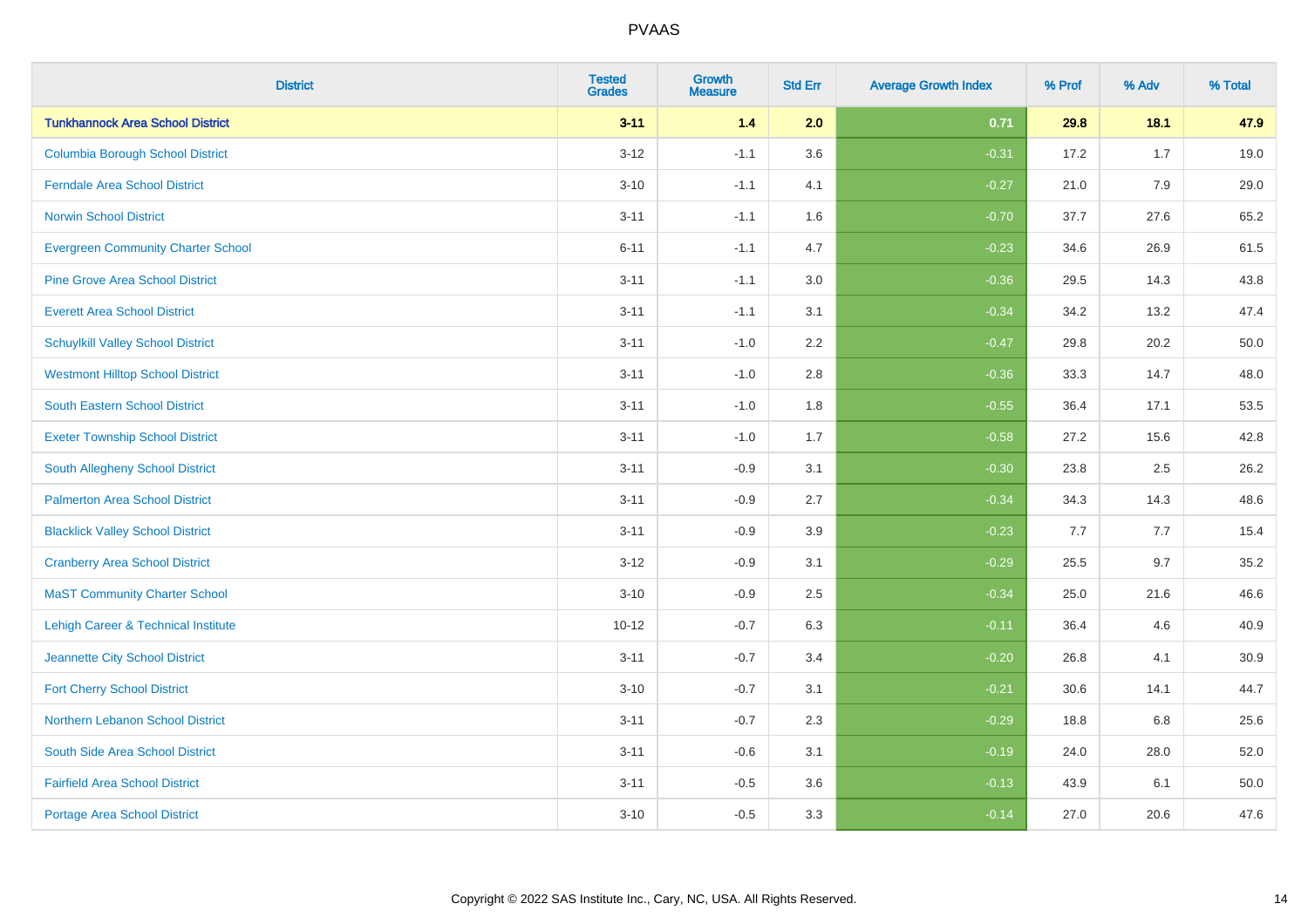| District | Tested Grades | Growth Measure | Std Err | Average Growth Index | % Prof | % Adv | % Total |
|---|---|---|---|---|---|---|---|
| **Tunkhannock Area School District** | **3-11** | **1.4** | **2.0** | **0.71** | **29.8** | **18.1** | **47.9** |
| Columbia Borough School District | 3-12 | -1.1 | 3.6 | -0.31 | 17.2 | 1.7 | 19.0 |
| Ferndale Area School District | 3-10 | -1.1 | 4.1 | -0.27 | 21.0 | 7.9 | 29.0 |
| Norwin School District | 3-11 | -1.1 | 1.6 | -0.70 | 37.7 | 27.6 | 65.2 |
| Evergreen Community Charter School | 6-11 | -1.1 | 4.7 | -0.23 | 34.6 | 26.9 | 61.5 |
| Pine Grove Area School District | 3-11 | -1.1 | 3.0 | -0.36 | 29.5 | 14.3 | 43.8 |
| Everett Area School District | 3-11 | -1.1 | 3.1 | -0.34 | 34.2 | 13.2 | 47.4 |
| Schuylkill Valley School District | 3-11 | -1.0 | 2.2 | -0.47 | 29.8 | 20.2 | 50.0 |
| Westmont Hilltop School District | 3-11 | -1.0 | 2.8 | -0.36 | 33.3 | 14.7 | 48.0 |
| South Eastern School District | 3-11 | -1.0 | 1.8 | -0.55 | 36.4 | 17.1 | 53.5 |
| Exeter Township School District | 3-11 | -1.0 | 1.7 | -0.58 | 27.2 | 15.6 | 42.8 |
| South Allegheny School District | 3-11 | -0.9 | 3.1 | -0.30 | 23.8 | 2.5 | 26.2 |
| Palmerton Area School District | 3-11 | -0.9 | 2.7 | -0.34 | 34.3 | 14.3 | 48.6 |
| Blacklick Valley School District | 3-11 | -0.9 | 3.9 | -0.23 | 7.7 | 7.7 | 15.4 |
| Cranberry Area School District | 3-12 | -0.9 | 3.1 | -0.29 | 25.5 | 9.7 | 35.2 |
| MaST Community Charter School | 3-10 | -0.9 | 2.5 | -0.34 | 25.0 | 21.6 | 46.6 |
| Lehigh Career & Technical Institute | 10-12 | -0.7 | 6.3 | -0.11 | 36.4 | 4.6 | 40.9 |
| Jeannette City School District | 3-11 | -0.7 | 3.4 | -0.20 | 26.8 | 4.1 | 30.9 |
| Fort Cherry School District | 3-10 | -0.7 | 3.1 | -0.21 | 30.6 | 14.1 | 44.7 |
| Northern Lebanon School District | 3-11 | -0.7 | 2.3 | -0.29 | 18.8 | 6.8 | 25.6 |
| South Side Area School District | 3-11 | -0.6 | 3.1 | -0.19 | 24.0 | 28.0 | 52.0 |
| Fairfield Area School District | 3-11 | -0.5 | 3.6 | -0.13 | 43.9 | 6.1 | 50.0 |
| Portage Area School District | 3-10 | -0.5 | 3.3 | -0.14 | 27.0 | 20.6 | 47.6 |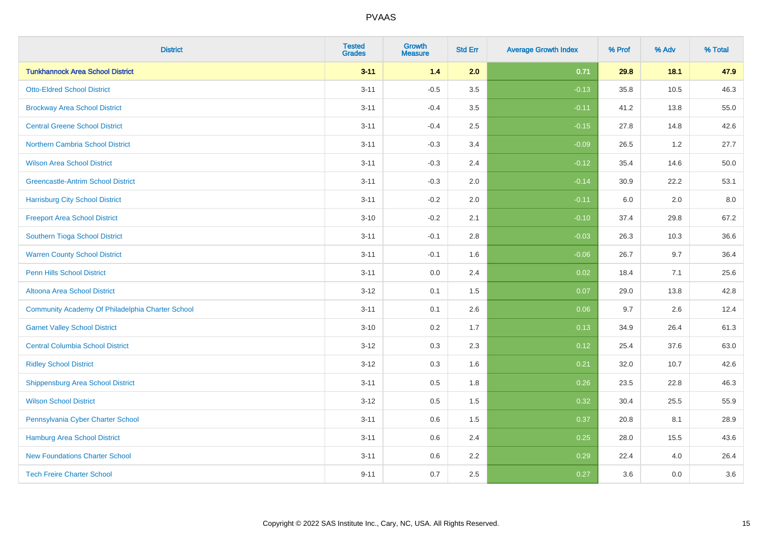| District | Tested Grades | Growth Measure | Std Err | Average Growth Index | % Prof | % Adv | % Total |
|---|---|---|---|---|---|---|---|
| **Tunkhannock Area School District** | **3-11** | **1.4** | **2.0** | **0.71** | **29.8** | **18.1** | **47.9** |
| Otto-Eldred School District | 3-11 | -0.5 | 3.5 | -0.13 | 35.8 | 10.5 | 46.3 |
| Brockway Area School District | 3-11 | -0.4 | 3.5 | -0.11 | 41.2 | 13.8 | 55.0 |
| Central Greene School District | 3-11 | -0.4 | 2.5 | -0.15 | 27.8 | 14.8 | 42.6 |
| Northern Cambria School District | 3-11 | -0.3 | 3.4 | -0.09 | 26.5 | 1.2 | 27.7 |
| Wilson Area School District | 3-11 | -0.3 | 2.4 | -0.12 | 35.4 | 14.6 | 50.0 |
| Greencastle-Antrim School District | 3-11 | -0.3 | 2.0 | -0.14 | 30.9 | 22.2 | 53.1 |
| Harrisburg City School District | 3-11 | -0.2 | 2.0 | -0.11 | 6.0 | 2.0 | 8.0 |
| Freeport Area School District | 3-10 | -0.2 | 2.1 | -0.10 | 37.4 | 29.8 | 67.2 |
| Southern Tioga School District | 3-11 | -0.1 | 2.8 | -0.03 | 26.3 | 10.3 | 36.6 |
| Warren County School District | 3-11 | -0.1 | 1.6 | -0.06 | 26.7 | 9.7 | 36.4 |
| Penn Hills School District | 3-11 | 0.0 | 2.4 | 0.02 | 18.4 | 7.1 | 25.6 |
| Altoona Area School District | 3-12 | 0.1 | 1.5 | 0.07 | 29.0 | 13.8 | 42.8 |
| Community Academy Of Philadelphia Charter School | 3-11 | 0.1 | 2.6 | 0.06 | 9.7 | 2.6 | 12.4 |
| Garnet Valley School District | 3-10 | 0.2 | 1.7 | 0.13 | 34.9 | 26.4 | 61.3 |
| Central Columbia School District | 3-12 | 0.3 | 2.3 | 0.12 | 25.4 | 37.6 | 63.0 |
| Ridley School District | 3-12 | 0.3 | 1.6 | 0.21 | 32.0 | 10.7 | 42.6 |
| Shippensburg Area School District | 3-11 | 0.5 | 1.8 | 0.26 | 23.5 | 22.8 | 46.3 |
| Wilson School District | 3-12 | 0.5 | 1.5 | 0.32 | 30.4 | 25.5 | 55.9 |
| Pennsylvania Cyber Charter School | 3-11 | 0.6 | 1.5 | 0.37 | 20.8 | 8.1 | 28.9 |
| Hamburg Area School District | 3-11 | 0.6 | 2.4 | 0.25 | 28.0 | 15.5 | 43.6 |
| New Foundations Charter School | 3-11 | 0.6 | 2.2 | 0.29 | 22.4 | 4.0 | 26.4 |
| Tech Freire Charter School | 9-11 | 0.7 | 2.5 | 0.27 | 3.6 | 0.0 | 3.6 |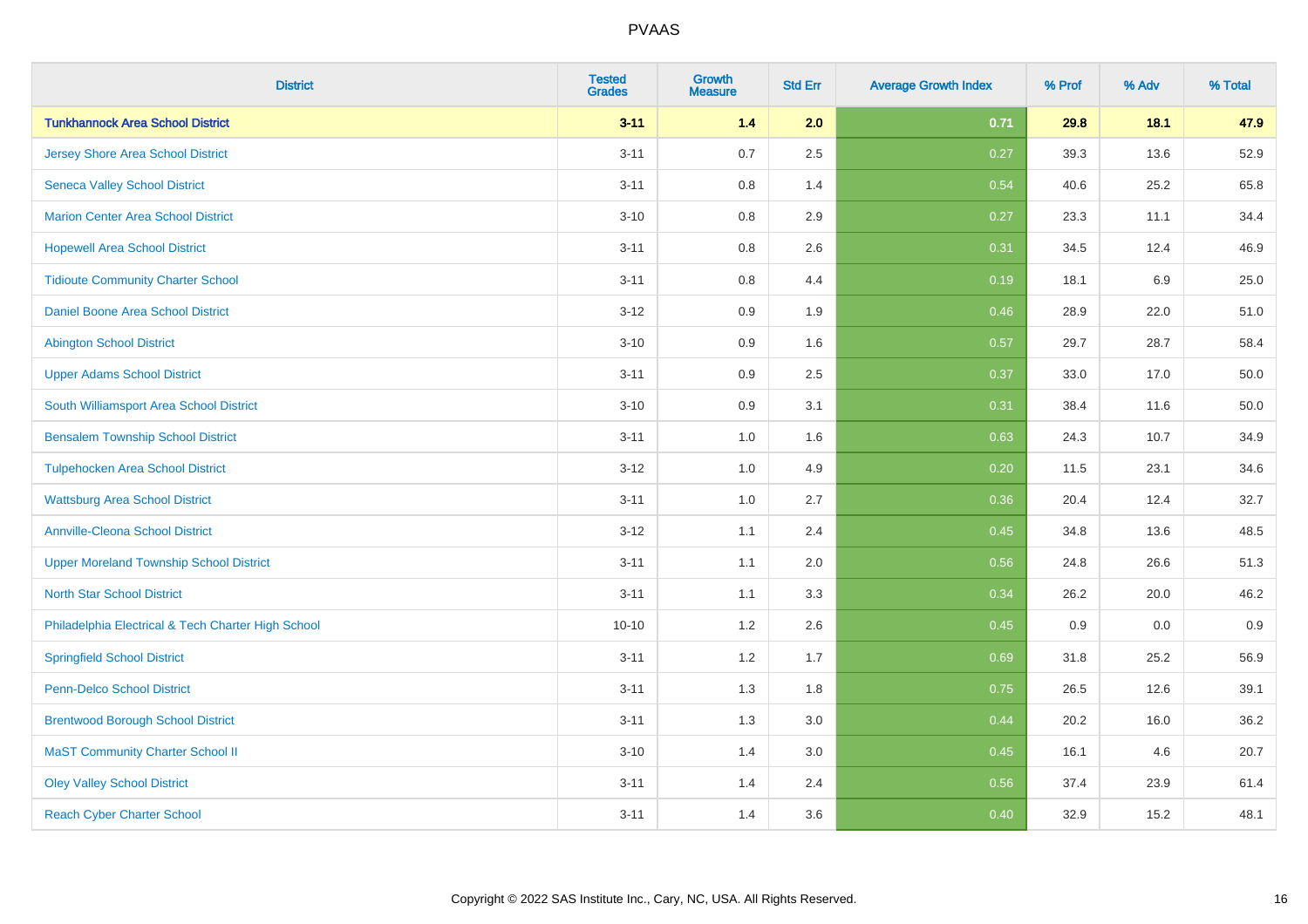| District | Tested Grades | Growth Measure | Std Err | Average Growth Index | % Prof | % Adv | % Total |
|---|---|---|---|---|---|---|---|
| **Tunkhannock Area School District** | **3-11** | **1.4** | **2.0** | **0.71** | **29.8** | **18.1** | **47.9** |
| Jersey Shore Area School District | 3-11 | 0.7 | 2.5 | 0.27 | 39.3 | 13.6 | 52.9 |
| Seneca Valley School District | 3-11 | 0.8 | 1.4 | 0.54 | 40.6 | 25.2 | 65.8 |
| Marion Center Area School District | 3-10 | 0.8 | 2.9 | 0.27 | 23.3 | 11.1 | 34.4 |
| Hopewell Area School District | 3-11 | 0.8 | 2.6 | 0.31 | 34.5 | 12.4 | 46.9 |
| Tidioute Community Charter School | 3-11 | 0.8 | 4.4 | 0.19 | 18.1 | 6.9 | 25.0 |
| Daniel Boone Area School District | 3-12 | 0.9 | 1.9 | 0.46 | 28.9 | 22.0 | 51.0 |
| Abington School District | 3-10 | 0.9 | 1.6 | 0.57 | 29.7 | 28.7 | 58.4 |
| Upper Adams School District | 3-11 | 0.9 | 2.5 | 0.37 | 33.0 | 17.0 | 50.0 |
| South Williamsport Area School District | 3-10 | 0.9 | 3.1 | 0.31 | 38.4 | 11.6 | 50.0 |
| Bensalem Township School District | 3-11 | 1.0 | 1.6 | 0.63 | 24.3 | 10.7 | 34.9 |
| Tulpehocken Area School District | 3-12 | 1.0 | 4.9 | 0.20 | 11.5 | 23.1 | 34.6 |
| Wattsburg Area School District | 3-11 | 1.0 | 2.7 | 0.36 | 20.4 | 12.4 | 32.7 |
| Annville-Cleona School District | 3-12 | 1.1 | 2.4 | 0.45 | 34.8 | 13.6 | 48.5 |
| Upper Moreland Township School District | 3-11 | 1.1 | 2.0 | 0.56 | 24.8 | 26.6 | 51.3 |
| North Star School District | 3-11 | 1.1 | 3.3 | 0.34 | 26.2 | 20.0 | 46.2 |
| Philadelphia Electrical & Tech Charter High School | 10-10 | 1.2 | 2.6 | 0.45 | 0.9 | 0.0 | 0.9 |
| Springfield School District | 3-11 | 1.2 | 1.7 | 0.69 | 31.8 | 25.2 | 56.9 |
| Penn-Delco School District | 3-11 | 1.3 | 1.8 | 0.75 | 26.5 | 12.6 | 39.1 |
| Brentwood Borough School District | 3-11 | 1.3 | 3.0 | 0.44 | 20.2 | 16.0 | 36.2 |
| MaST Community Charter School II | 3-10 | 1.4 | 3.0 | 0.45 | 16.1 | 4.6 | 20.7 |
| Oley Valley School District | 3-11 | 1.4 | 2.4 | 0.56 | 37.4 | 23.9 | 61.4 |
| Reach Cyber Charter School | 3-11 | 1.4 | 3.6 | 0.40 | 32.9 | 15.2 | 48.1 |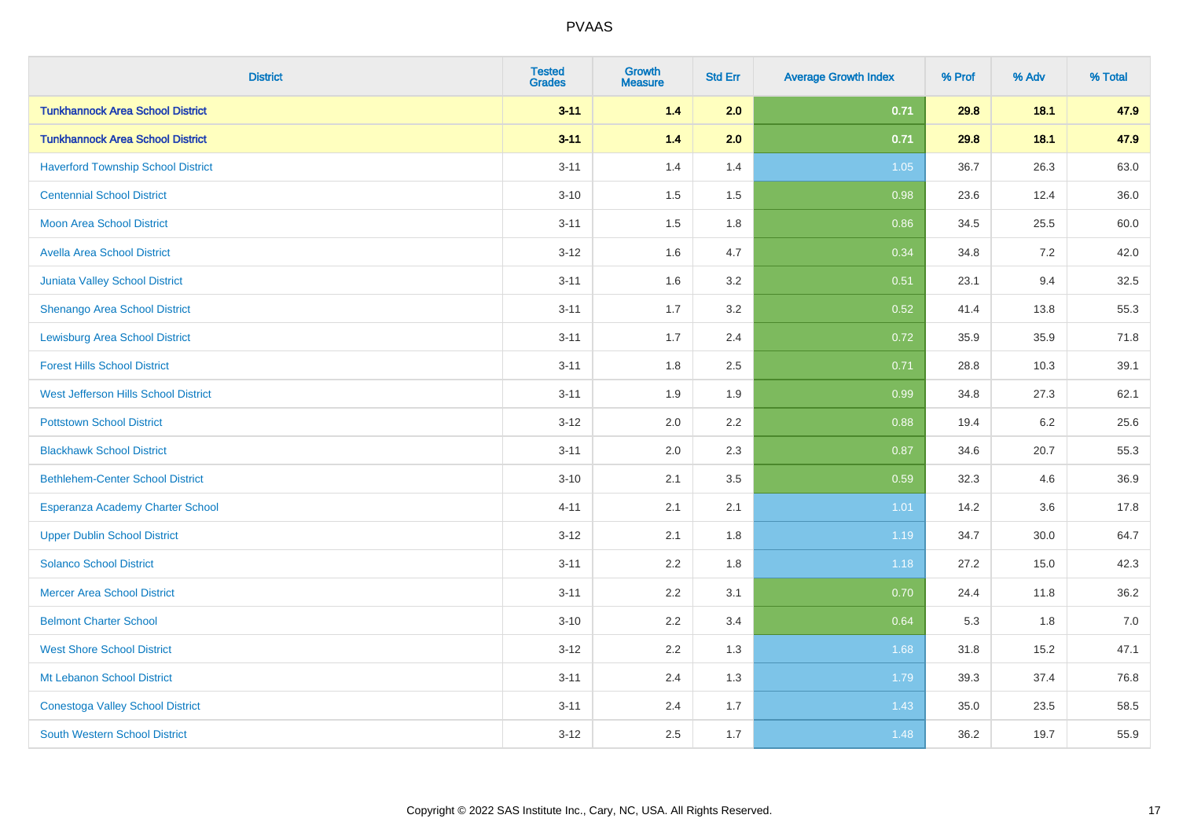# PVAAS

| District | Tested Grades | Growth Measure | Std Err | Average Growth Index | % Prof | % Adv | % Total |
|---|---|---|---|---|---|---|---|
| **Tunkhannock Area School District** | **3-11** | **1.4** | **2.0** | **0.71** | **29.8** | **18.1** | **47.9** |
| **Tunkhannock Area School District** | **3-11** | **1.4** | **2.0** | **0.71** | **29.8** | **18.1** | **47.9** |
| Haverford Township School District | 3-11 | 1.4 | 1.4 | 1.05 | 36.7 | 26.3 | 63.0 |
| Centennial School District | 3-10 | 1.5 | 1.5 | 0.98 | 23.6 | 12.4 | 36.0 |
| Moon Area School District | 3-11 | 1.5 | 1.8 | 0.86 | 34.5 | 25.5 | 60.0 |
| Avella Area School District | 3-12 | 1.6 | 4.7 | 0.34 | 34.8 | 7.2 | 42.0 |
| Juniata Valley School District | 3-11 | 1.6 | 3.2 | 0.51 | 23.1 | 9.4 | 32.5 |
| Shenango Area School District | 3-11 | 1.7 | 3.2 | 0.52 | 41.4 | 13.8 | 55.3 |
| Lewisburg Area School District | 3-11 | 1.7 | 2.4 | 0.72 | 35.9 | 35.9 | 71.8 |
| Forest Hills School District | 3-11 | 1.8 | 2.5 | 0.71 | 28.8 | 10.3 | 39.1 |
| West Jefferson Hills School District | 3-11 | 1.9 | 1.9 | 0.99 | 34.8 | 27.3 | 62.1 |
| Pottstown School District | 3-12 | 2.0 | 2.2 | 0.88 | 19.4 | 6.2 | 25.6 |
| Blackhawk School District | 3-11 | 2.0 | 2.3 | 0.87 | 34.6 | 20.7 | 55.3 |
| Bethlehem-Center School District | 3-10 | 2.1 | 3.5 | 0.59 | 32.3 | 4.6 | 36.9 |
| Esperanza Academy Charter School | 4-11 | 2.1 | 2.1 | 1.01 | 14.2 | 3.6 | 17.8 |
| Upper Dublin School District | 3-12 | 2.1 | 1.8 | 1.19 | 34.7 | 30.0 | 64.7 |
| Solanco School District | 3-11 | 2.2 | 1.8 | 1.18 | 27.2 | 15.0 | 42.3 |
| Mercer Area School District | 3-11 | 2.2 | 3.1 | 0.70 | 24.4 | 11.8 | 36.2 |
| Belmont Charter School | 3-10 | 2.2 | 3.4 | 0.64 | 5.3 | 1.8 | 7.0 |
| West Shore School District | 3-12 | 2.2 | 1.3 | 1.68 | 31.8 | 15.2 | 47.1 |
| Mt Lebanon School District | 3-11 | 2.4 | 1.3 | 1.79 | 39.3 | 37.4 | 76.8 |
| Conestoga Valley School District | 3-11 | 2.4 | 1.7 | 1.43 | 35.0 | 23.5 | 58.5 |
| South Western School District | 3-12 | 2.5 | 1.7 | 1.48 | 36.2 | 19.7 | 55.9 |

Copyright © 2022 SAS Institute Inc., Cary, NC, USA. All Rights Reserved.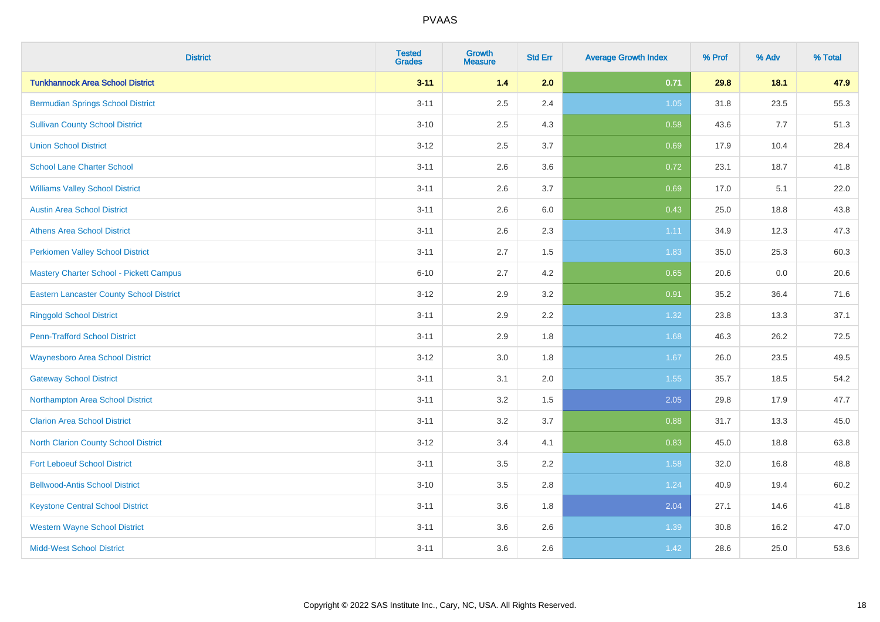| District | Tested Grades | Growth Measure | Std Err | Average Growth Index | % Prof | % Adv | % Total |
|---|---|---|---|---|---|---|---|
| **Tunkhannock Area School District** | **3-11** | **1.4** | **2.0** | **0.71** | **29.8** | **18.1** | **47.9** |
| Bermudian Springs School District | 3-11 | 2.5 | 2.4 | 1.05 | 31.8 | 23.5 | 55.3 |
| Sullivan County School District | 3-10 | 2.5 | 4.3 | 0.58 | 43.6 | 7.7 | 51.3 |
| Union School District | 3-12 | 2.5 | 3.7 | 0.69 | 17.9 | 10.4 | 28.4 |
| School Lane Charter School | 3-11 | 2.6 | 3.6 | 0.72 | 23.1 | 18.7 | 41.8 |
| Williams Valley School District | 3-11 | 2.6 | 3.7 | 0.69 | 17.0 | 5.1 | 22.0 |
| Austin Area School District | 3-11 | 2.6 | 6.0 | 0.43 | 25.0 | 18.8 | 43.8 |
| Athens Area School District | 3-11 | 2.6 | 2.3 | 1.11 | 34.9 | 12.3 | 47.3 |
| Perkiomen Valley School District | 3-11 | 2.7 | 1.5 | 1.83 | 35.0 | 25.3 | 60.3 |
| Mastery Charter School - Pickett Campus | 6-10 | 2.7 | 4.2 | 0.65 | 20.6 | 0.0 | 20.6 |
| Eastern Lancaster County School District | 3-12 | 2.9 | 3.2 | 0.91 | 35.2 | 36.4 | 71.6 |
| Ringgold School District | 3-11 | 2.9 | 2.2 | 1.32 | 23.8 | 13.3 | 37.1 |
| Penn-Trafford School District | 3-11 | 2.9 | 1.8 | 1.68 | 46.3 | 26.2 | 72.5 |
| Waynesboro Area School District | 3-12 | 3.0 | 1.8 | 1.67 | 26.0 | 23.5 | 49.5 |
| Gateway School District | 3-11 | 3.1 | 2.0 | 1.55 | 35.7 | 18.5 | 54.2 |
| Northampton Area School District | 3-11 | 3.2 | 1.5 | 2.05 | 29.8 | 17.9 | 47.7 |
| Clarion Area School District | 3-11 | 3.2 | 3.7 | 0.88 | 31.7 | 13.3 | 45.0 |
| North Clarion County School District | 3-12 | 3.4 | 4.1 | 0.83 | 45.0 | 18.8 | 63.8 |
| Fort Leboeuf School District | 3-11 | 3.5 | 2.2 | 1.58 | 32.0 | 16.8 | 48.8 |
| Bellwood-Antis School District | 3-10 | 3.5 | 2.8 | 1.24 | 40.9 | 19.4 | 60.2 |
| Keystone Central School District | 3-11 | 3.6 | 1.8 | 2.04 | 27.1 | 14.6 | 41.8 |
| Western Wayne School District | 3-11 | 3.6 | 2.6 | 1.39 | 30.8 | 16.2 | 47.0 |
| Midd-West School District | 3-11 | 3.6 | 2.6 | 1.42 | 28.6 | 25.0 | 53.6 |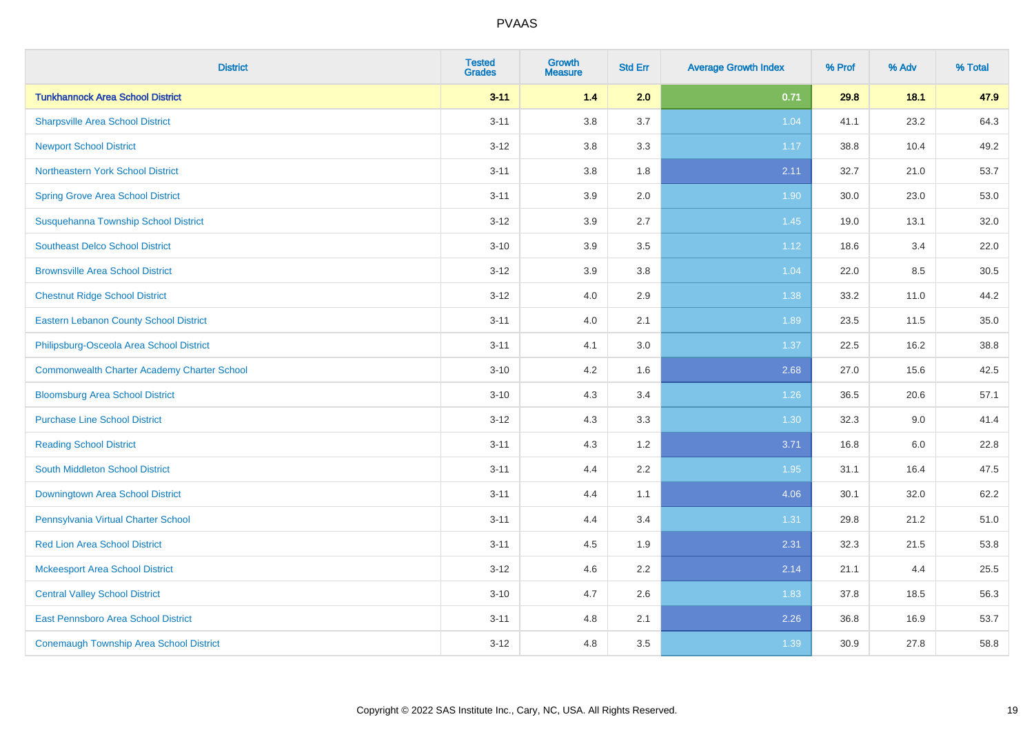| District | Tested Grades | Growth Measure | Std Err | Average Growth Index | % Prof | % Adv | % Total |
|---|---|---|---|---|---|---|---|
| **Tunkhannock Area School District** | **3-11** | **1.4** | **2.0** | **0.71** | **29.8** | **18.1** | **47.9** |
| Sharpsville Area School District | 3-11 | 3.8 | 3.7 | 1.04 | 41.1 | 23.2 | 64.3 |
| Newport School District | 3-12 | 3.8 | 3.3 | 1.17 | 38.8 | 10.4 | 49.2 |
| Northeastern York School District | 3-11 | 3.8 | 1.8 | 2.11 | 32.7 | 21.0 | 53.7 |
| Spring Grove Area School District | 3-11 | 3.9 | 2.0 | 1.90 | 30.0 | 23.0 | 53.0 |
| Susquehanna Township School District | 3-12 | 3.9 | 2.7 | 1.45 | 19.0 | 13.1 | 32.0 |
| Southeast Delco School District | 3-10 | 3.9 | 3.5 | 1.12 | 18.6 | 3.4 | 22.0 |
| Brownsville Area School District | 3-12 | 3.9 | 3.8 | 1.04 | 22.0 | 8.5 | 30.5 |
| Chestnut Ridge School District | 3-12 | 4.0 | 2.9 | 1.38 | 33.2 | 11.0 | 44.2 |
| Eastern Lebanon County School District | 3-11 | 4.0 | 2.1 | 1.89 | 23.5 | 11.5 | 35.0 |
| Philipsburg-Osceola Area School District | 3-11 | 4.1 | 3.0 | 1.37 | 22.5 | 16.2 | 38.8 |
| Commonwealth Charter Academy Charter School | 3-10 | 4.2 | 1.6 | 2.68 | 27.0 | 15.6 | 42.5 |
| Bloomsburg Area School District | 3-10 | 4.3 | 3.4 | 1.26 | 36.5 | 20.6 | 57.1 |
| Purchase Line School District | 3-12 | 4.3 | 3.3 | 1.30 | 32.3 | 9.0 | 41.4 |
| Reading School District | 3-11 | 4.3 | 1.2 | 3.71 | 16.8 | 6.0 | 22.8 |
| South Middleton School District | 3-11 | 4.4 | 2.2 | 1.95 | 31.1 | 16.4 | 47.5 |
| Downingtown Area School District | 3-11 | 4.4 | 1.1 | 4.06 | 30.1 | 32.0 | 62.2 |
| Pennsylvania Virtual Charter School | 3-11 | 4.4 | 3.4 | 1.31 | 29.8 | 21.2 | 51.0 |
| Red Lion Area School District | 3-11 | 4.5 | 1.9 | 2.31 | 32.3 | 21.5 | 53.8 |
| Mckeesport Area School District | 3-12 | 4.6 | 2.2 | 2.14 | 21.1 | 4.4 | 25.5 |
| Central Valley School District | 3-10 | 4.7 | 2.6 | 1.83 | 37.8 | 18.5 | 56.3 |
| East Pennsboro Area School District | 3-11 | 4.8 | 2.1 | 2.26 | 36.8 | 16.9 | 53.7 |
| Conemaugh Township Area School District | 3-12 | 4.8 | 3.5 | 1.39 | 30.9 | 27.8 | 58.8 |

Copyright © 2022 SAS Institute Inc., Cary, NC, USA. All Rights Reserved.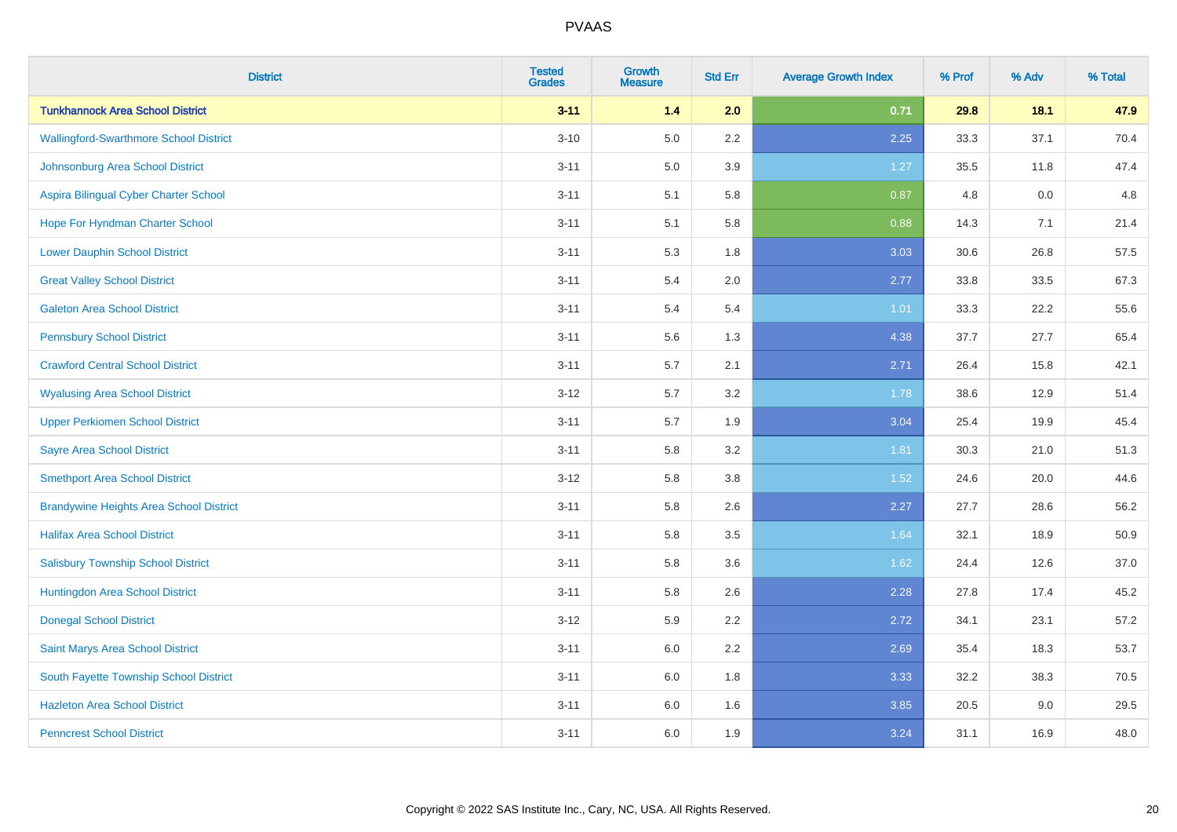# PVAAS

| District | Tested Grades | Growth Measure | Std Err | Average Growth Index | % Prof | % Adv | % Total |
|---|---|---|---|---|---|---|---|
| **Tunkhannock Area School District** | **3-11** | **1.4** | **2.0** | **0.71** | **29.8** | **18.1** | **47.9** |
| Wallingford-Swarthmore School District | 3-10 | 5.0 | 2.2 | 2.25 | 33.3 | 37.1 | 70.4 |
| Johnsonburg Area School District | 3-11 | 5.0 | 3.9 | 1.27 | 35.5 | 11.8 | 47.4 |
| Aspira Bilingual Cyber Charter School | 3-11 | 5.1 | 5.8 | 0.87 | 4.8 | 0.0 | 4.8 |
| Hope For Hyndman Charter School | 3-11 | 5.1 | 5.8 | 0.88 | 14.3 | 7.1 | 21.4 |
| Lower Dauphin School District | 3-11 | 5.3 | 1.8 | 3.03 | 30.6 | 26.8 | 57.5 |
| Great Valley School District | 3-11 | 5.4 | 2.0 | 2.77 | 33.8 | 33.5 | 67.3 |
| Galeton Area School District | 3-11 | 5.4 | 5.4 | 1.01 | 33.3 | 22.2 | 55.6 |
| Pennsbury School District | 3-11 | 5.6 | 1.3 | 4.38 | 37.7 | 27.7 | 65.4 |
| Crawford Central School District | 3-11 | 5.7 | 2.1 | 2.71 | 26.4 | 15.8 | 42.1 |
| Wyalusing Area School District | 3-12 | 5.7 | 3.2 | 1.78 | 38.6 | 12.9 | 51.4 |
| Upper Perkiomen School District | 3-11 | 5.7 | 1.9 | 3.04 | 25.4 | 19.9 | 45.4 |
| Sayre Area School District | 3-11 | 5.8 | 3.2 | 1.81 | 30.3 | 21.0 | 51.3 |
| Smethport Area School District | 3-12 | 5.8 | 3.8 | 1.52 | 24.6 | 20.0 | 44.6 |
| Brandywine Heights Area School District | 3-11 | 5.8 | 2.6 | 2.27 | 27.7 | 28.6 | 56.2 |
| Halifax Area School District | 3-11 | 5.8 | 3.5 | 1.64 | 32.1 | 18.9 | 50.9 |
| Salisbury Township School District | 3-11 | 5.8 | 3.6 | 1.62 | 24.4 | 12.6 | 37.0 |
| Huntingdon Area School District | 3-11 | 5.8 | 2.6 | 2.28 | 27.8 | 17.4 | 45.2 |
| Donegal School District | 3-12 | 5.9 | 2.2 | 2.72 | 34.1 | 23.1 | 57.2 |
| Saint Marys Area School District | 3-11 | 6.0 | 2.2 | 2.69 | 35.4 | 18.3 | 53.7 |
| South Fayette Township School District | 3-11 | 6.0 | 1.8 | 3.33 | 32.2 | 38.3 | 70.5 |
| Hazleton Area School District | 3-11 | 6.0 | 1.6 | 3.85 | 20.5 | 9.0 | 29.5 |
| Penncrest School District | 3-11 | 6.0 | 1.9 | 3.24 | 31.1 | 16.9 | 48.0 |

Copyright © 2022 SAS Institute Inc., Cary, NC, USA. All Rights Reserved.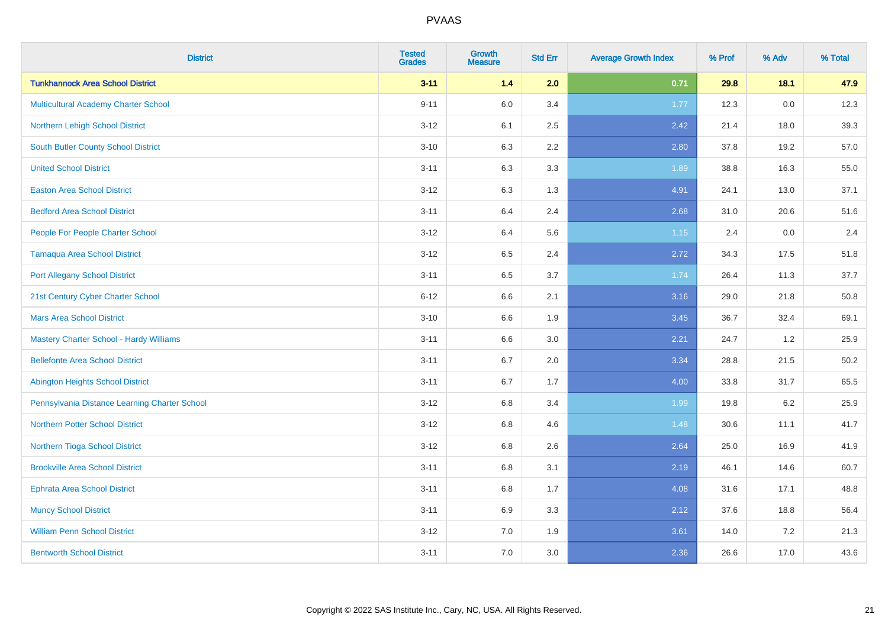# PVAAS

| District | Tested Grades | Growth Measure | Std Err | Average Growth Index | % Prof | % Adv | % Total |
|---|---|---|---|---|---|---|---|
| **Tunkhannock Area School District** | **3-11** | **1.4** | **2.0** | **0.71** | **29.8** | **18.1** | **47.9** |
| Multicultural Academy Charter School | 9-11 | 6.0 | 3.4 | 1.77 | 12.3 | 0.0 | 12.3 |
| Northern Lehigh School District | 3-12 | 6.1 | 2.5 | 2.42 | 21.4 | 18.0 | 39.3 |
| South Butler County School District | 3-10 | 6.3 | 2.2 | 2.80 | 37.8 | 19.2 | 57.0 |
| United School District | 3-11 | 6.3 | 3.3 | 1.89 | 38.8 | 16.3 | 55.0 |
| Easton Area School District | 3-12 | 6.3 | 1.3 | 4.91 | 24.1 | 13.0 | 37.1 |
| Bedford Area School District | 3-11 | 6.4 | 2.4 | 2.68 | 31.0 | 20.6 | 51.6 |
| People For People Charter School | 3-12 | 6.4 | 5.6 | 1.15 | 2.4 | 0.0 | 2.4 |
| Tamaqua Area School District | 3-12 | 6.5 | 2.4 | 2.72 | 34.3 | 17.5 | 51.8 |
| Port Allegany School District | 3-11 | 6.5 | 3.7 | 1.74 | 26.4 | 11.3 | 37.7 |
| 21st Century Cyber Charter School | 6-12 | 6.6 | 2.1 | 3.16 | 29.0 | 21.8 | 50.8 |
| Mars Area School District | 3-10 | 6.6 | 1.9 | 3.45 | 36.7 | 32.4 | 69.1 |
| Mastery Charter School - Hardy Williams | 3-11 | 6.6 | 3.0 | 2.21 | 24.7 | 1.2 | 25.9 |
| Bellefonte Area School District | 3-11 | 6.7 | 2.0 | 3.34 | 28.8 | 21.5 | 50.2 |
| Abington Heights School District | 3-11 | 6.7 | 1.7 | 4.00 | 33.8 | 31.7 | 65.5 |
| Pennsylvania Distance Learning Charter School | 3-12 | 6.8 | 3.4 | 1.99 | 19.8 | 6.2 | 25.9 |
| Northern Potter School District | 3-12 | 6.8 | 4.6 | 1.48 | 30.6 | 11.1 | 41.7 |
| Northern Tioga School District | 3-12 | 6.8 | 2.6 | 2.64 | 25.0 | 16.9 | 41.9 |
| Brookville Area School District | 3-11 | 6.8 | 3.1 | 2.19 | 46.1 | 14.6 | 60.7 |
| Ephrata Area School District | 3-11 | 6.8 | 1.7 | 4.08 | 31.6 | 17.1 | 48.8 |
| Muncy School District | 3-11 | 6.9 | 3.3 | 2.12 | 37.6 | 18.8 | 56.4 |
| William Penn School District | 3-12 | 7.0 | 1.9 | 3.61 | 14.0 | 7.2 | 21.3 |
| Bentworth School District | 3-11 | 7.0 | 3.0 | 2.36 | 26.6 | 17.0 | 43.6 |

Copyright © 2022 SAS Institute Inc., Cary, NC, USA. All Rights Reserved.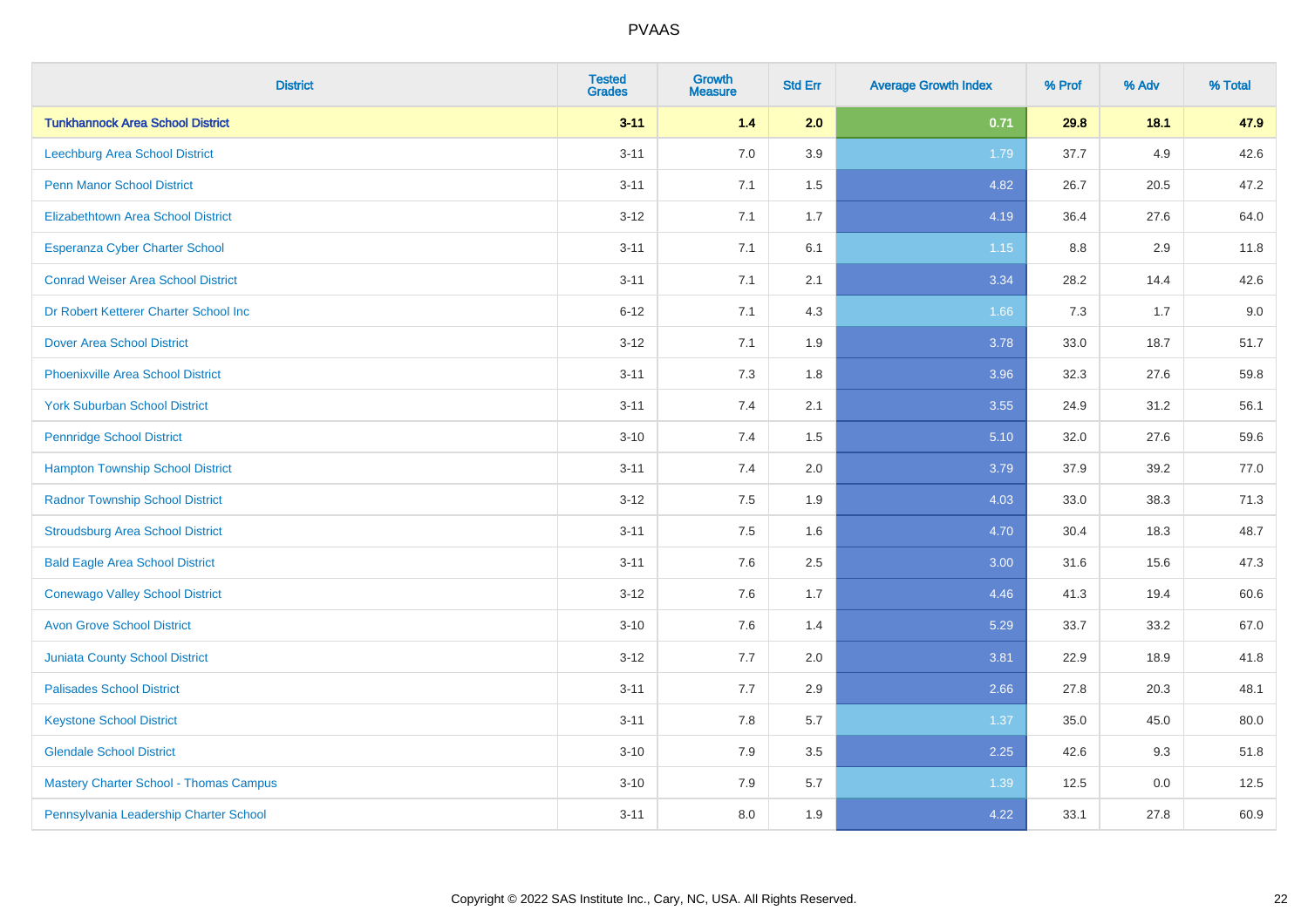# PVAAS

| District | Tested Grades | Growth Measure | Std Err | Average Growth Index | % Prof | % Adv | % Total |
|---|---|---|---|---|---|---|---|
| **Tunkhannock Area School District** | **3-11** | **1.4** | **2.0** | **0.71** | **29.8** | **18.1** | **47.9** |
| Leechburg Area School District | 3-11 | 7.0 | 3.9 | 1.79 | 37.7 | 4.9 | 42.6 |
| Penn Manor School District | 3-11 | 7.1 | 1.5 | 4.82 | 26.7 | 20.5 | 47.2 |
| Elizabethtown Area School District | 3-12 | 7.1 | 1.7 | 4.19 | 36.4 | 27.6 | 64.0 |
| Esperanza Cyber Charter School | 3-11 | 7.1 | 6.1 | 1.15 | 8.8 | 2.9 | 11.8 |
| Conrad Weiser Area School District | 3-11 | 7.1 | 2.1 | 3.34 | 28.2 | 14.4 | 42.6 |
| Dr Robert Ketterer Charter School Inc | 6-12 | 7.1 | 4.3 | 1.66 | 7.3 | 1.7 | 9.0 |
| Dover Area School District | 3-12 | 7.1 | 1.9 | 3.78 | 33.0 | 18.7 | 51.7 |
| Phoenixville Area School District | 3-11 | 7.3 | 1.8 | 3.96 | 32.3 | 27.6 | 59.8 |
| York Suburban School District | 3-11 | 7.4 | 2.1 | 3.55 | 24.9 | 31.2 | 56.1 |
| Pennridge School District | 3-10 | 7.4 | 1.5 | 5.10 | 32.0 | 27.6 | 59.6 |
| Hampton Township School District | 3-11 | 7.4 | 2.0 | 3.79 | 37.9 | 39.2 | 77.0 |
| Radnor Township School District | 3-12 | 7.5 | 1.9 | 4.03 | 33.0 | 38.3 | 71.3 |
| Stroudsburg Area School District | 3-11 | 7.5 | 1.6 | 4.70 | 30.4 | 18.3 | 48.7 |
| Bald Eagle Area School District | 3-11 | 7.6 | 2.5 | 3.00 | 31.6 | 15.6 | 47.3 |
| Conewago Valley School District | 3-12 | 7.6 | 1.7 | 4.46 | 41.3 | 19.4 | 60.6 |
| Avon Grove School District | 3-10 | 7.6 | 1.4 | 5.29 | 33.7 | 33.2 | 67.0 |
| Juniata County School District | 3-12 | 7.7 | 2.0 | 3.81 | 22.9 | 18.9 | 41.8 |
| Palisades School District | 3-11 | 7.7 | 2.9 | 2.66 | 27.8 | 20.3 | 48.1 |
| Keystone School District | 3-11 | 7.8 | 5.7 | 1.37 | 35.0 | 45.0 | 80.0 |
| Glendale School District | 3-10 | 7.9 | 3.5 | 2.25 | 42.6 | 9.3 | 51.8 |
| Mastery Charter School - Thomas Campus | 3-10 | 7.9 | 5.7 | 1.39 | 12.5 | 0.0 | 12.5 |
| Pennsylvania Leadership Charter School | 3-11 | 8.0 | 1.9 | 4.22 | 33.1 | 27.8 | 60.9 |

Copyright © 2022 SAS Institute Inc., Cary, NC, USA. All Rights Reserved.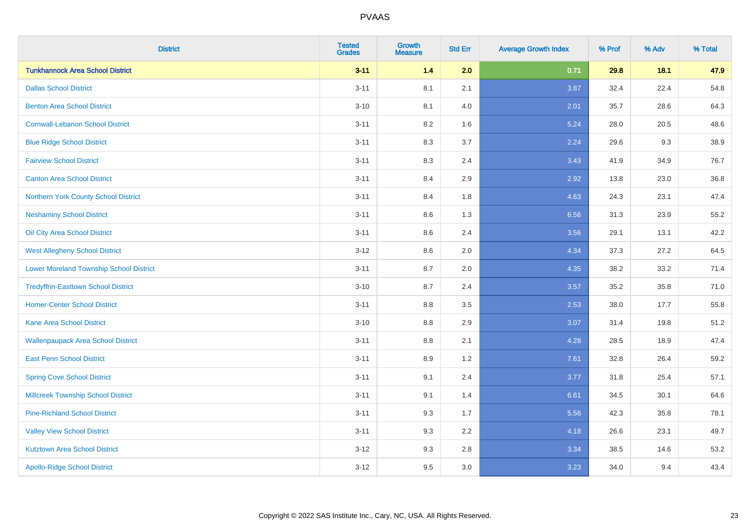| District | Tested Grades | Growth Measure | Std Err | Average Growth Index | % Prof | % Adv | % Total |
|---|---|---|---|---|---|---|---|
| **Tunkhannock Area School District** | **3-11** | **1.4** | **2.0** | **0.71** | **29.8** | **18.1** | **47.9** |
| Dallas School District | 3-11 | 8.1 | 2.1 | 3.87 | 32.4 | 22.4 | 54.8 |
| Benton Area School District | 3-10 | 8.1 | 4.0 | 2.01 | 35.7 | 28.6 | 64.3 |
| Cornwall-Lebanon School District | 3-11 | 8.2 | 1.6 | 5.24 | 28.0 | 20.5 | 48.6 |
| Blue Ridge School District | 3-11 | 8.3 | 3.7 | 2.24 | 29.6 | 9.3 | 38.9 |
| Fairview School District | 3-11 | 8.3 | 2.4 | 3.43 | 41.9 | 34.9 | 76.7 |
| Canton Area School District | 3-11 | 8.4 | 2.9 | 2.92 | 13.8 | 23.0 | 36.8 |
| Northern York County School District | 3-11 | 8.4 | 1.8 | 4.63 | 24.3 | 23.1 | 47.4 |
| Neshaminy School District | 3-11 | 8.6 | 1.3 | 6.56 | 31.3 | 23.9 | 55.2 |
| Oil City Area School District | 3-11 | 8.6 | 2.4 | 3.56 | 29.1 | 13.1 | 42.2 |
| West Allegheny School District | 3-12 | 8.6 | 2.0 | 4.34 | 37.3 | 27.2 | 64.5 |
| Lower Moreland Township School District | 3-11 | 8.7 | 2.0 | 4.35 | 38.2 | 33.2 | 71.4 |
| Tredyffrin-Easttown School District | 3-10 | 8.7 | 2.4 | 3.57 | 35.2 | 35.8 | 71.0 |
| Homer-Center School District | 3-11 | 8.8 | 3.5 | 2.53 | 38.0 | 17.7 | 55.8 |
| Kane Area School District | 3-10 | 8.8 | 2.9 | 3.07 | 31.4 | 19.8 | 51.2 |
| Wallenpaupack Area School District | 3-11 | 8.8 | 2.1 | 4.28 | 28.5 | 18.9 | 47.4 |
| East Penn School District | 3-11 | 8.9 | 1.2 | 7.61 | 32.8 | 26.4 | 59.2 |
| Spring Cove School District | 3-11 | 9.1 | 2.4 | 3.77 | 31.8 | 25.4 | 57.1 |
| Millcreek Township School District | 3-11 | 9.1 | 1.4 | 6.61 | 34.5 | 30.1 | 64.6 |
| Pine-Richland School District | 3-11 | 9.3 | 1.7 | 5.56 | 42.3 | 35.8 | 78.1 |
| Valley View School District | 3-11 | 9.3 | 2.2 | 4.18 | 26.6 | 23.1 | 49.7 |
| Kutztown Area School District | 3-12 | 9.3 | 2.8 | 3.34 | 38.5 | 14.6 | 53.2 |
| Apollo-Ridge School District | 3-12 | 9.5 | 3.0 | 3.23 | 34.0 | 9.4 | 43.4 |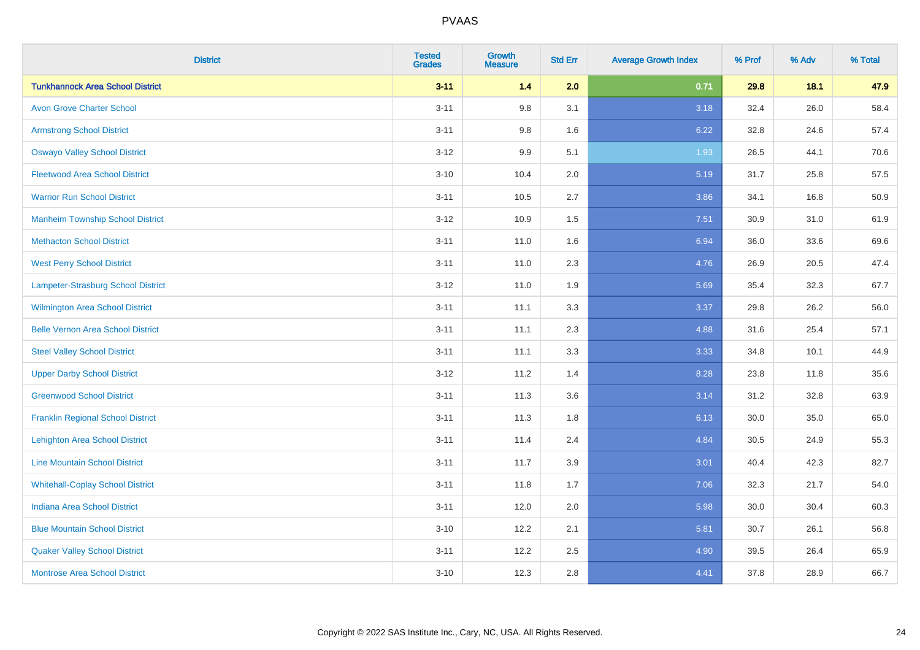| District | Tested Grades | Growth Measure | Std Err | Average Growth Index | % Prof | % Adv | % Total |
|---|---|---|---|---|---|---|---|
| **Tunkhannock Area School District** | **3-11** | **1.4** | **2.0** | **0.71** | **29.8** | **18.1** | **47.9** |
| Avon Grove Charter School | 3-11 | 9.8 | 3.1 | 3.18 | 32.4 | 26.0 | 58.4 |
| Armstrong School District | 3-11 | 9.8 | 1.6 | 6.22 | 32.8 | 24.6 | 57.4 |
| Oswayo Valley School District | 3-12 | 9.9 | 5.1 | 1.93 | 26.5 | 44.1 | 70.6 |
| Fleetwood Area School District | 3-10 | 10.4 | 2.0 | 5.19 | 31.7 | 25.8 | 57.5 |
| Warrior Run School District | 3-11 | 10.5 | 2.7 | 3.86 | 34.1 | 16.8 | 50.9 |
| Manheim Township School District | 3-12 | 10.9 | 1.5 | 7.51 | 30.9 | 31.0 | 61.9 |
| Methacton School District | 3-11 | 11.0 | 1.6 | 6.94 | 36.0 | 33.6 | 69.6 |
| West Perry School District | 3-11 | 11.0 | 2.3 | 4.76 | 26.9 | 20.5 | 47.4 |
| Lampeter-Strasburg School District | 3-12 | 11.0 | 1.9 | 5.69 | 35.4 | 32.3 | 67.7 |
| Wilmington Area School District | 3-11 | 11.1 | 3.3 | 3.37 | 29.8 | 26.2 | 56.0 |
| Belle Vernon Area School District | 3-11 | 11.1 | 2.3 | 4.88 | 31.6 | 25.4 | 57.1 |
| Steel Valley School District | 3-11 | 11.1 | 3.3 | 3.33 | 34.8 | 10.1 | 44.9 |
| Upper Darby School District | 3-12 | 11.2 | 1.4 | 8.28 | 23.8 | 11.8 | 35.6 |
| Greenwood School District | 3-11 | 11.3 | 3.6 | 3.14 | 31.2 | 32.8 | 63.9 |
| Franklin Regional School District | 3-11 | 11.3 | 1.8 | 6.13 | 30.0 | 35.0 | 65.0 |
| Lehighton Area School District | 3-11 | 11.4 | 2.4 | 4.84 | 30.5 | 24.9 | 55.3 |
| Line Mountain School District | 3-11 | 11.7 | 3.9 | 3.01 | 40.4 | 42.3 | 82.7 |
| Whitehall-Coplay School District | 3-11 | 11.8 | 1.7 | 7.06 | 32.3 | 21.7 | 54.0 |
| Indiana Area School District | 3-11 | 12.0 | 2.0 | 5.98 | 30.0 | 30.4 | 60.3 |
| Blue Mountain School District | 3-10 | 12.2 | 2.1 | 5.81 | 30.7 | 26.1 | 56.8 |
| Quaker Valley School District | 3-11 | 12.2 | 2.5 | 4.90 | 39.5 | 26.4 | 65.9 |
| Montrose Area School District | 3-10 | 12.3 | 2.8 | 4.41 | 37.8 | 28.9 | 66.7 |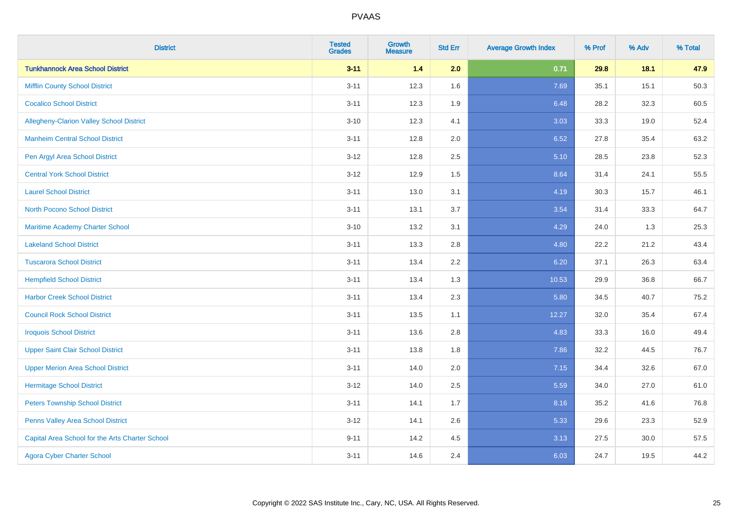| District | Tested Grades | Growth Measure | Std Err | Average Growth Index | % Prof | % Adv | % Total |
|---|---|---|---|---|---|---|---|
| **Tunkhannock Area School District** | **3-11** | **1.4** | **2.0** | **0.71** | **29.8** | **18.1** | **47.9** |
| Mifflin County School District | 3-11 | 12.3 | 1.6 | 7.69 | 35.1 | 15.1 | 50.3 |
| Cocalico School District | 3-11 | 12.3 | 1.9 | 6.48 | 28.2 | 32.3 | 60.5 |
| Allegheny-Clarion Valley School District | 3-10 | 12.3 | 4.1 | 3.03 | 33.3 | 19.0 | 52.4 |
| Manheim Central School District | 3-11 | 12.8 | 2.0 | 6.52 | 27.8 | 35.4 | 63.2 |
| Pen Argyl Area School District | 3-12 | 12.8 | 2.5 | 5.10 | 28.5 | 23.8 | 52.3 |
| Central York School District | 3-12 | 12.9 | 1.5 | 8.64 | 31.4 | 24.1 | 55.5 |
| Laurel School District | 3-11 | 13.0 | 3.1 | 4.19 | 30.3 | 15.7 | 46.1 |
| North Pocono School District | 3-11 | 13.1 | 3.7 | 3.54 | 31.4 | 33.3 | 64.7 |
| Maritime Academy Charter School | 3-10 | 13.2 | 3.1 | 4.29 | 24.0 | 1.3 | 25.3 |
| Lakeland School District | 3-11 | 13.3 | 2.8 | 4.80 | 22.2 | 21.2 | 43.4 |
| Tuscarora School District | 3-11 | 13.4 | 2.2 | 6.20 | 37.1 | 26.3 | 63.4 |
| Hempfield School District | 3-11 | 13.4 | 1.3 | 10.53 | 29.9 | 36.8 | 66.7 |
| Harbor Creek School District | 3-11 | 13.4 | 2.3 | 5.80 | 34.5 | 40.7 | 75.2 |
| Council Rock School District | 3-11 | 13.5 | 1.1 | 12.27 | 32.0 | 35.4 | 67.4 |
| Iroquois School District | 3-11 | 13.6 | 2.8 | 4.83 | 33.3 | 16.0 | 49.4 |
| Upper Saint Clair School District | 3-11 | 13.8 | 1.8 | 7.86 | 32.2 | 44.5 | 76.7 |
| Upper Merion Area School District | 3-11 | 14.0 | 2.0 | 7.15 | 34.4 | 32.6 | 67.0 |
| Hermitage School District | 3-12 | 14.0 | 2.5 | 5.59 | 34.0 | 27.0 | 61.0 |
| Peters Township School District | 3-11 | 14.1 | 1.7 | 8.16 | 35.2 | 41.6 | 76.8 |
| Penns Valley Area School District | 3-12 | 14.1 | 2.6 | 5.33 | 29.6 | 23.3 | 52.9 |
| Capital Area School for the Arts Charter School | 9-11 | 14.2 | 4.5 | 3.13 | 27.5 | 30.0 | 57.5 |
| Agora Cyber Charter School | 3-11 | 14.6 | 2.4 | 6.03 | 24.7 | 19.5 | 44.2 |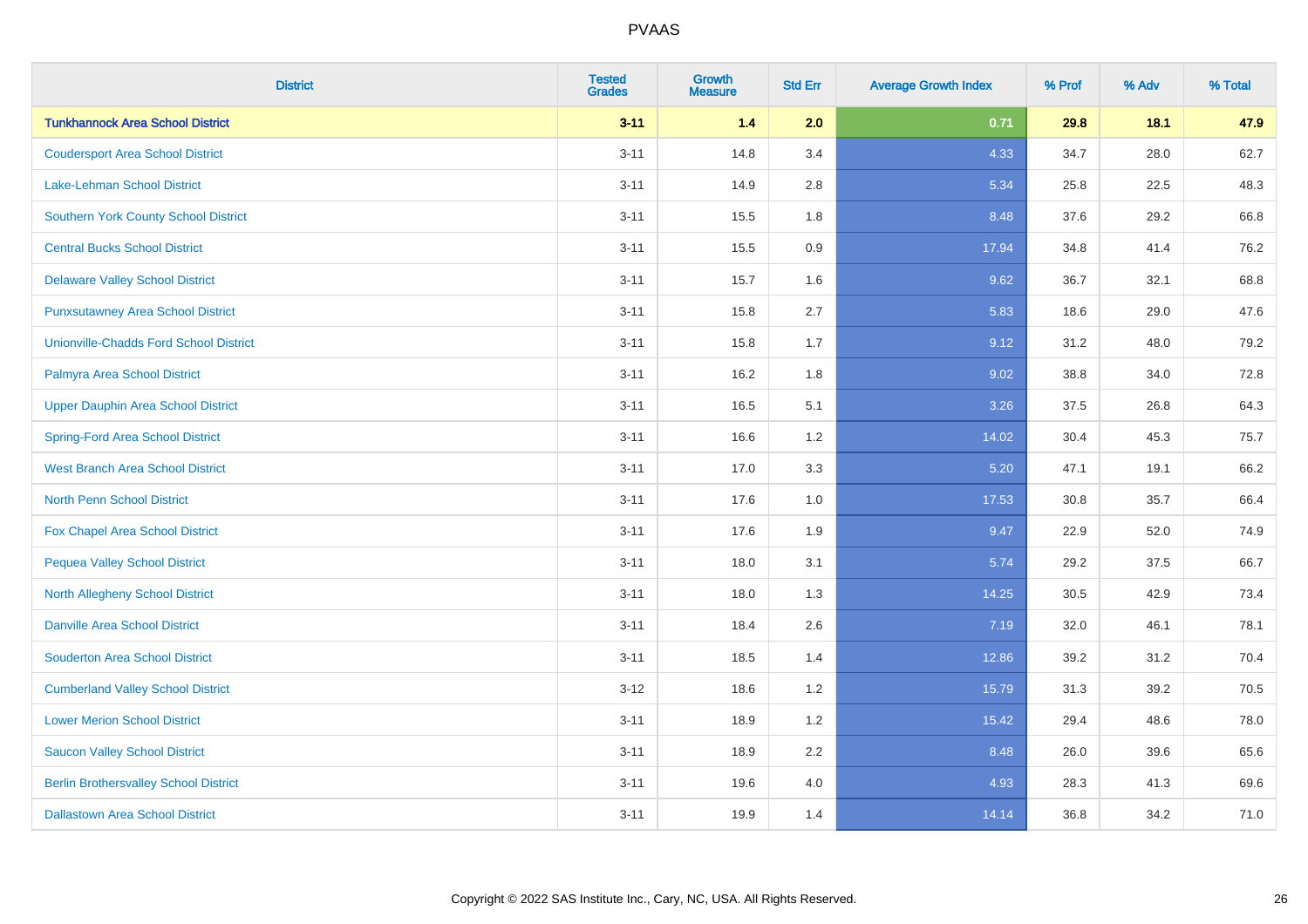# PVAAS

| District | Tested Grades | Growth Measure | Std Err | Average Growth Index | % Prof | % Adv | % Total |
|---|---|---|---|---|---|---|---|
| **Tunkhannock Area School District** | **3-11** | **1.4** | **2.0** | **0.71** | **29.8** | **18.1** | **47.9** |
| Coudersport Area School District | 3-11 | 14.8 | 3.4 | 4.33 | 34.7 | 28.0 | 62.7 |
| Lake-Lehman School District | 3-11 | 14.9 | 2.8 | 5.34 | 25.8 | 22.5 | 48.3 |
| Southern York County School District | 3-11 | 15.5 | 1.8 | 8.48 | 37.6 | 29.2 | 66.8 |
| Central Bucks School District | 3-11 | 15.5 | 0.9 | 17.94 | 34.8 | 41.4 | 76.2 |
| Delaware Valley School District | 3-11 | 15.7 | 1.6 | 9.62 | 36.7 | 32.1 | 68.8 |
| Punxsutawney Area School District | 3-11 | 15.8 | 2.7 | 5.83 | 18.6 | 29.0 | 47.6 |
| Unionville-Chadds Ford School District | 3-11 | 15.8 | 1.7 | 9.12 | 31.2 | 48.0 | 79.2 |
| Palmyra Area School District | 3-11 | 16.2 | 1.8 | 9.02 | 38.8 | 34.0 | 72.8 |
| Upper Dauphin Area School District | 3-11 | 16.5 | 5.1 | 3.26 | 37.5 | 26.8 | 64.3 |
| Spring-Ford Area School District | 3-11 | 16.6 | 1.2 | 14.02 | 30.4 | 45.3 | 75.7 |
| West Branch Area School District | 3-11 | 17.0 | 3.3 | 5.20 | 47.1 | 19.1 | 66.2 |
| North Penn School District | 3-11 | 17.6 | 1.0 | 17.53 | 30.8 | 35.7 | 66.4 |
| Fox Chapel Area School District | 3-11 | 17.6 | 1.9 | 9.47 | 22.9 | 52.0 | 74.9 |
| Pequea Valley School District | 3-11 | 18.0 | 3.1 | 5.74 | 29.2 | 37.5 | 66.7 |
| North Allegheny School District | 3-11 | 18.0 | 1.3 | 14.25 | 30.5 | 42.9 | 73.4 |
| Danville Area School District | 3-11 | 18.4 | 2.6 | 7.19 | 32.0 | 46.1 | 78.1 |
| Souderton Area School District | 3-11 | 18.5 | 1.4 | 12.86 | 39.2 | 31.2 | 70.4 |
| Cumberland Valley School District | 3-12 | 18.6 | 1.2 | 15.79 | 31.3 | 39.2 | 70.5 |
| Lower Merion School District | 3-11 | 18.9 | 1.2 | 15.42 | 29.4 | 48.6 | 78.0 |
| Saucon Valley School District | 3-11 | 18.9 | 2.2 | 8.48 | 26.0 | 39.6 | 65.6 |
| Berlin Brothersvalley School District | 3-11 | 19.6 | 4.0 | 4.93 | 28.3 | 41.3 | 69.6 |
| Dallastown Area School District | 3-11 | 19.9 | 1.4 | 14.14 | 36.8 | 34.2 | 71.0 |

Copyright © 2022 SAS Institute Inc., Cary, NC, USA. All Rights Reserved.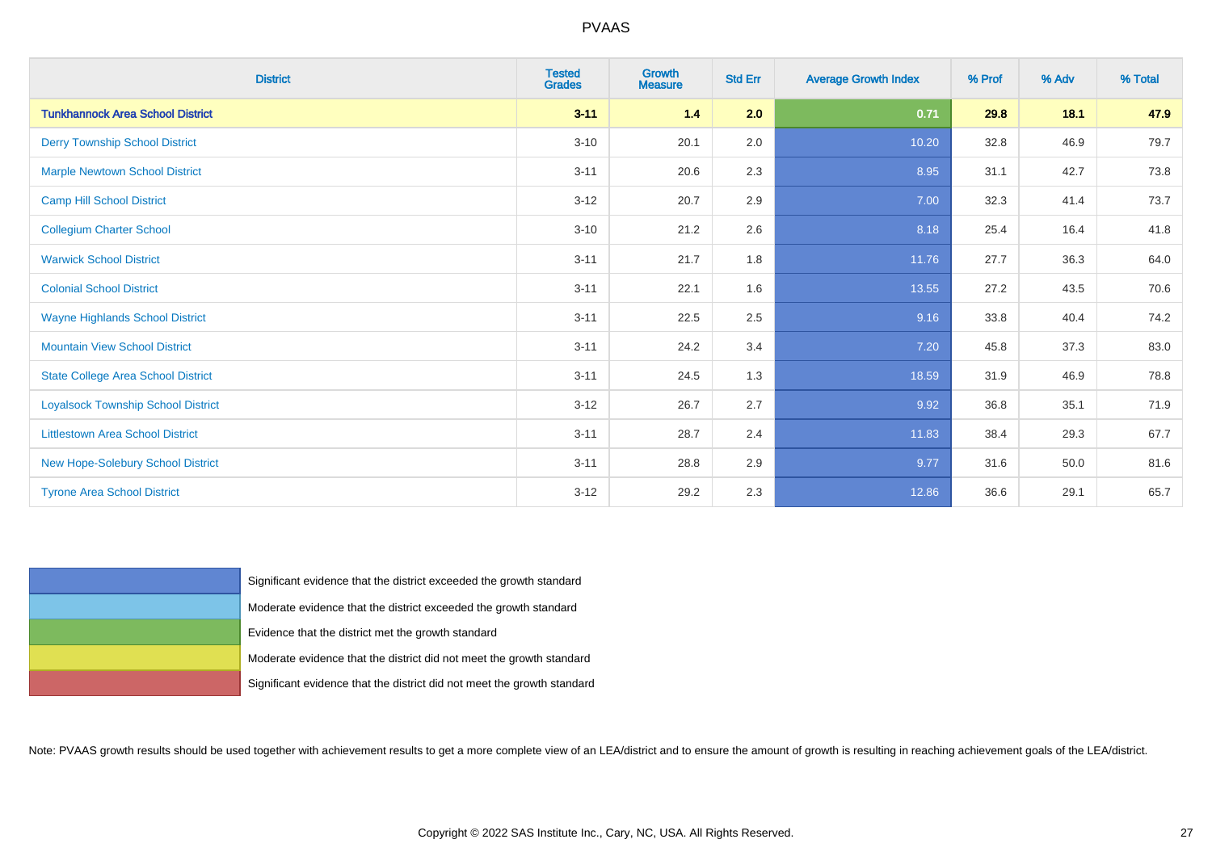# PVAAS

| District | Tested Grades | Growth Measure | Std Err | Average Growth Index | % Prof | % Adv | % Total |
|---|---|---|---|---|---|---|---|
| **Tunkhannock Area School District** | **3-11** | **1.4** | **2.0** | **0.71** | **29.8** | **18.1** | **47.9** |
| Derry Township School District | 3-10 | 20.1 | 2.0 | 10.20 | 32.8 | 46.9 | 79.7 |
| Marple Newtown School District | 3-11 | 20.6 | 2.3 | 8.95 | 31.1 | 42.7 | 73.8 |
| Camp Hill School District | 3-12 | 20.7 | 2.9 | 7.00 | 32.3 | 41.4 | 73.7 |
| Collegium Charter School | 3-10 | 21.2 | 2.6 | 8.18 | 25.4 | 16.4 | 41.8 |
| Warwick School District | 3-11 | 21.7 | 1.8 | 11.76 | 27.7 | 36.3 | 64.0 |
| Colonial School District | 3-11 | 22.1 | 1.6 | 13.55 | 27.2 | 43.5 | 70.6 |
| Wayne Highlands School District | 3-11 | 22.5 | 2.5 | 9.16 | 33.8 | 40.4 | 74.2 |
| Mountain View School District | 3-11 | 24.2 | 3.4 | 7.20 | 45.8 | 37.3 | 83.0 |
| State College Area School District | 3-11 | 24.5 | 1.3 | 18.59 | 31.9 | 46.9 | 78.8 |
| Loyalsock Township School District | 3-12 | 26.7 | 2.7 | 9.92 | 36.8 | 35.1 | 71.9 |
| Littlestown Area School District | 3-11 | 28.7 | 2.4 | 11.83 | 38.4 | 29.3 | 67.7 |
| New Hope-Solebury School District | 3-11 | 28.8 | 2.9 | 9.77 | 31.6 | 50.0 | 81.6 |
| Tyrone Area School District | 3-12 | 29.2 | 2.3 | 12.86 | 36.6 | 29.1 | 65.7 |

Significant evidence that the district exceeded the growth standard

Moderate evidence that the district exceeded the growth standard

Evidence that the district met the growth standard

Moderate evidence that the district did not meet the growth standard

Significant evidence that the district did not meet the growth standard

Note: PVAAS growth results should be used together with achievement results to get a more complete view of an LEA/district and to ensure the amount of growth is resulting in reaching achievement goals of the LEA/district.

Copyright © 2022 SAS Institute Inc., Cary, NC, USA. All Rights Reserved.